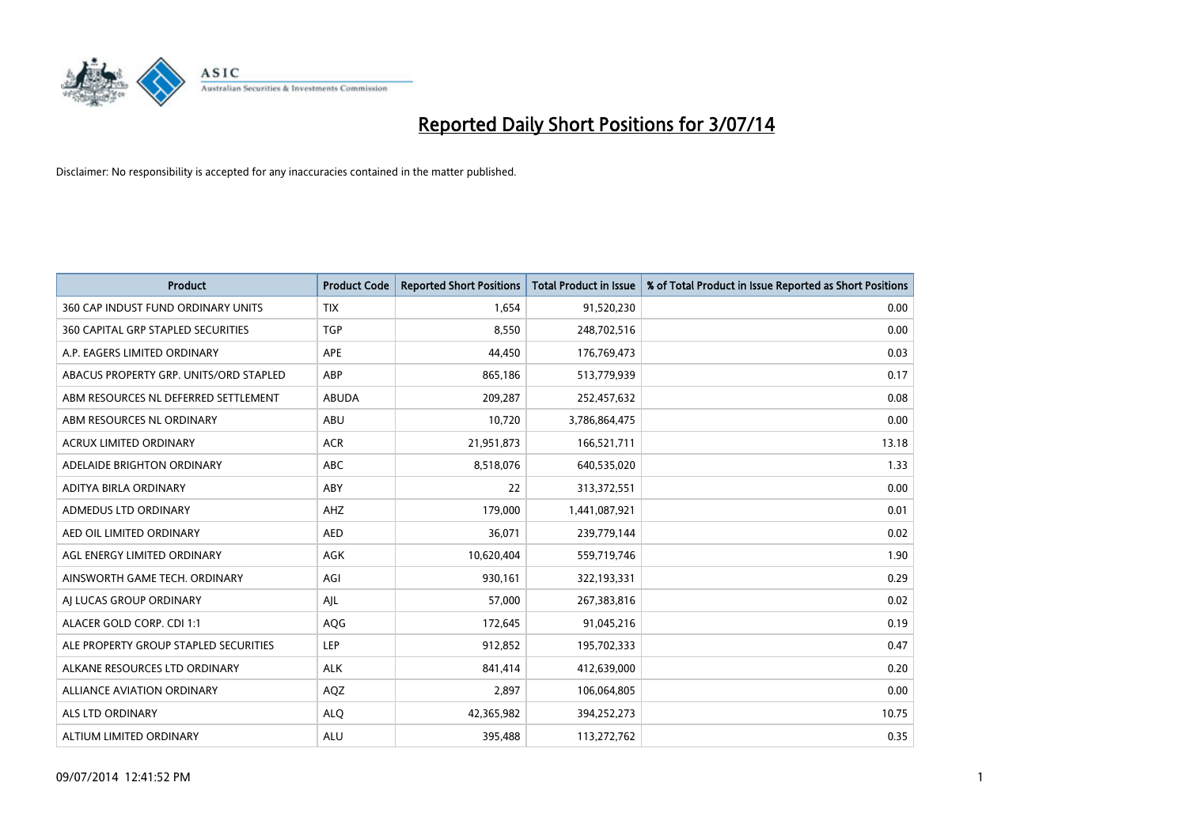# Reported Daily Short Positions for 3/07/14

Disclaimer: No responsibility is accepted for any inaccuracies contained in the matter published.

| Product | Product Code | Reported Short Positions | Total Product in Issue | % of Total Product in Issue Reported as Short Positions |
| --- | --- | --- | --- | --- |
| 360 CAP INDUST FUND ORDINARY UNITS | TIX | 1,654 | 91,520,230 | 0.00 |
| 360 CAPITAL GRP STAPLED SECURITIES | TGP | 8,550 | 248,702,516 | 0.00 |
| A.P. EAGERS LIMITED ORDINARY | APE | 44,450 | 176,769,473 | 0.03 |
| ABACUS PROPERTY GRP. UNITS/ORD STAPLED | ABP | 865,186 | 513,779,939 | 0.17 |
| ABM RESOURCES NL DEFERRED SETTLEMENT | ABUDA | 209,287 | 252,457,632 | 0.08 |
| ABM RESOURCES NL ORDINARY | ABU | 10,720 | 3,786,864,475 | 0.00 |
| ACRUX LIMITED ORDINARY | ACR | 21,951,873 | 166,521,711 | 13.18 |
| ADELAIDE BRIGHTON ORDINARY | ABC | 8,518,076 | 640,535,020 | 1.33 |
| ADITYA BIRLA ORDINARY | ABY | 22 | 313,372,551 | 0.00 |
| ADMEDUS LTD ORDINARY | AHZ | 179,000 | 1,441,087,921 | 0.01 |
| AED OIL LIMITED ORDINARY | AED | 36,071 | 239,779,144 | 0.02 |
| AGL ENERGY LIMITED ORDINARY | AGK | 10,620,404 | 559,719,746 | 1.90 |
| AINSWORTH GAME TECH. ORDINARY | AGI | 930,161 | 322,193,331 | 0.29 |
| AJ LUCAS GROUP ORDINARY | AJL | 57,000 | 267,383,816 | 0.02 |
| ALACER GOLD CORP. CDI 1:1 | AQG | 172,645 | 91,045,216 | 0.19 |
| ALE PROPERTY GROUP STAPLED SECURITIES | LEP | 912,852 | 195,702,333 | 0.47 |
| ALKANE RESOURCES LTD ORDINARY | ALK | 841,414 | 412,639,000 | 0.20 |
| ALLIANCE AVIATION ORDINARY | AQZ | 2,897 | 106,064,805 | 0.00 |
| ALS LTD ORDINARY | ALQ | 42,365,982 | 394,252,273 | 10.75 |
| ALTIUM LIMITED ORDINARY | ALU | 395,488 | 113,272,762 | 0.35 |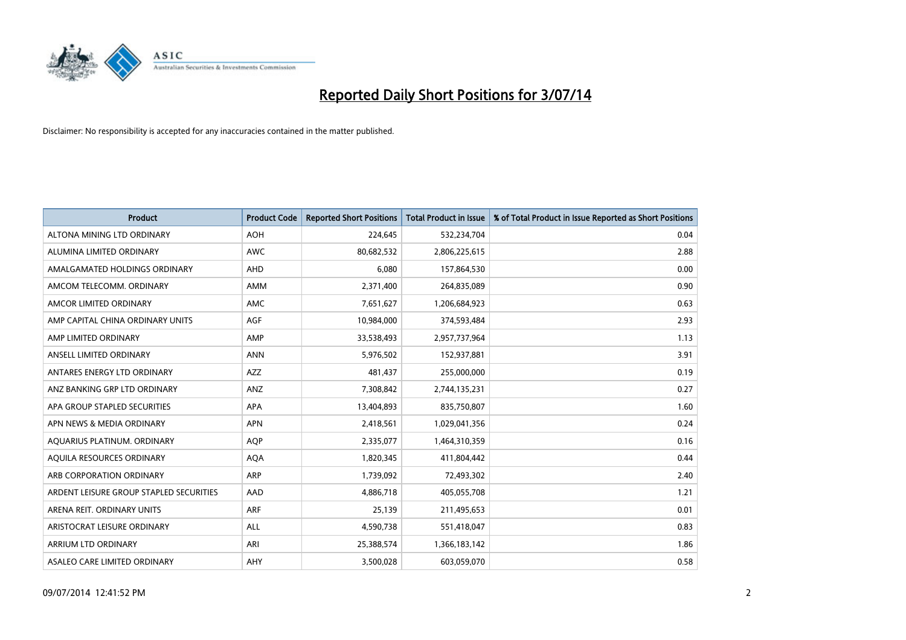# Reported Daily Short Positions for 3/07/14

Disclaimer: No responsibility is accepted for any inaccuracies contained in the matter published.

| Product | Product Code | Reported Short Positions | Total Product in Issue | % of Total Product in Issue Reported as Short Positions |
|---|---|---|---|---|
| ALTONA MINING LTD ORDINARY | AOH | 224,645 | 532,234,704 | 0.04 |
| ALUMINA LIMITED ORDINARY | AWC | 80,682,532 | 2,806,225,615 | 2.88 |
| AMALGAMATED HOLDINGS ORDINARY | AHD | 6,080 | 157,864,530 | 0.00 |
| AMCOM TELECOMM. ORDINARY | AMM | 2,371,400 | 264,835,089 | 0.90 |
| AMCOR LIMITED ORDINARY | AMC | 7,651,627 | 1,206,684,923 | 0.63 |
| AMP CAPITAL CHINA ORDINARY UNITS | AGF | 10,984,000 | 374,593,484 | 2.93 |
| AMP LIMITED ORDINARY | AMP | 33,538,493 | 2,957,737,964 | 1.13 |
| ANSELL LIMITED ORDINARY | ANN | 5,976,502 | 152,937,881 | 3.91 |
| ANTARES ENERGY LTD ORDINARY | AZZ | 481,437 | 255,000,000 | 0.19 |
| ANZ BANKING GRP LTD ORDINARY | ANZ | 7,308,842 | 2,744,135,231 | 0.27 |
| APA GROUP STAPLED SECURITIES | APA | 13,404,893 | 835,750,807 | 1.60 |
| APN NEWS & MEDIA ORDINARY | APN | 2,418,561 | 1,029,041,356 | 0.24 |
| AQUARIUS PLATINUM. ORDINARY | AQP | 2,335,077 | 1,464,310,359 | 0.16 |
| AQUILA RESOURCES ORDINARY | AQA | 1,820,345 | 411,804,442 | 0.44 |
| ARB CORPORATION ORDINARY | ARP | 1,739,092 | 72,493,302 | 2.40 |
| ARDENT LEISURE GROUP STAPLED SECURITIES | AAD | 4,886,718 | 405,055,708 | 1.21 |
| ARENA REIT. ORDINARY UNITS | ARF | 25,139 | 211,495,653 | 0.01 |
| ARISTOCRAT LEISURE ORDINARY | ALL | 4,590,738 | 551,418,047 | 0.83 |
| ARRIUM LTD ORDINARY | ARI | 25,388,574 | 1,366,183,142 | 1.86 |
| ASALEO CARE LIMITED ORDINARY | AHY | 3,500,028 | 603,059,070 | 0.58 |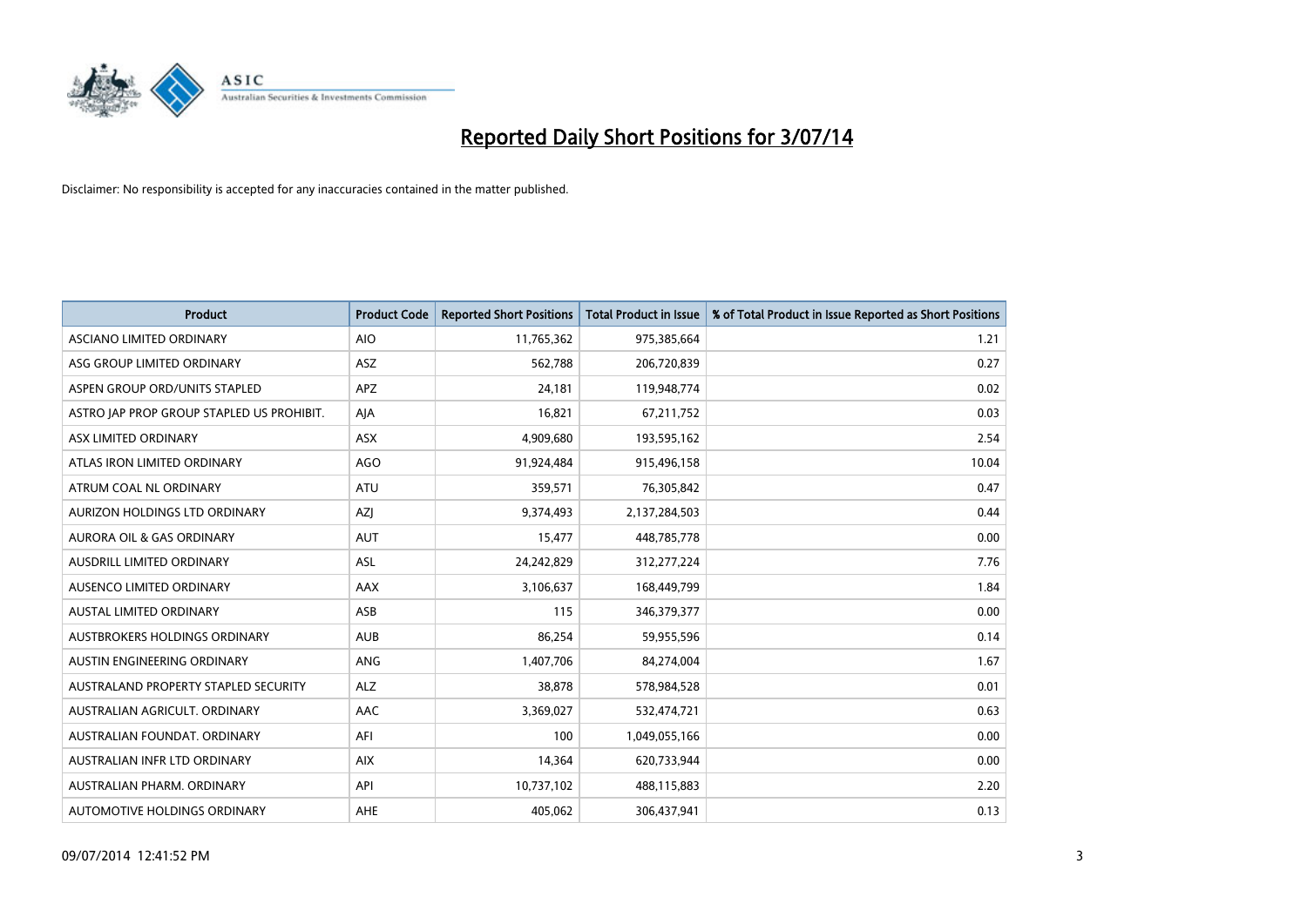# Reported Daily Short Positions for 3/07/14

Disclaimer: No responsibility is accepted for any inaccuracies contained in the matter published.

| Product | Product Code | Reported Short Positions | Total Product in Issue | % of Total Product in Issue Reported as Short Positions |
|---|---|---|---|---|
| ASCIANO LIMITED ORDINARY | AIO | 11,765,362 | 975,385,664 | 1.21 |
| ASG GROUP LIMITED ORDINARY | ASZ | 562,788 | 206,720,839 | 0.27 |
| ASPEN GROUP ORD/UNITS STAPLED | APZ | 24,181 | 119,948,774 | 0.02 |
| ASTRO JAP PROP GROUP STAPLED US PROHIBIT. | AJA | 16,821 | 67,211,752 | 0.03 |
| ASX LIMITED ORDINARY | ASX | 4,909,680 | 193,595,162 | 2.54 |
| ATLAS IRON LIMITED ORDINARY | AGO | 91,924,484 | 915,496,158 | 10.04 |
| ATRUM COAL NL ORDINARY | ATU | 359,571 | 76,305,842 | 0.47 |
| AURIZON HOLDINGS LTD ORDINARY | AZJ | 9,374,493 | 2,137,284,503 | 0.44 |
| AURORA OIL & GAS ORDINARY | AUT | 15,477 | 448,785,778 | 0.00 |
| AUSDRILL LIMITED ORDINARY | ASL | 24,242,829 | 312,277,224 | 7.76 |
| AUSENCO LIMITED ORDINARY | AAX | 3,106,637 | 168,449,799 | 1.84 |
| AUSTAL LIMITED ORDINARY | ASB | 115 | 346,379,377 | 0.00 |
| AUSTBROKERS HOLDINGS ORDINARY | AUB | 86,254 | 59,955,596 | 0.14 |
| AUSTIN ENGINEERING ORDINARY | ANG | 1,407,706 | 84,274,004 | 1.67 |
| AUSTRALAND PROPERTY STAPLED SECURITY | ALZ | 38,878 | 578,984,528 | 0.01 |
| AUSTRALIAN AGRICULT. ORDINARY | AAC | 3,369,027 | 532,474,721 | 0.63 |
| AUSTRALIAN FOUNDAT. ORDINARY | AFI | 100 | 1,049,055,166 | 0.00 |
| AUSTRALIAN INFR LTD ORDINARY | AIX | 14,364 | 620,733,944 | 0.00 |
| AUSTRALIAN PHARM. ORDINARY | API | 10,737,102 | 488,115,883 | 2.20 |
| AUTOMOTIVE HOLDINGS ORDINARY | AHE | 405,062 | 306,437,941 | 0.13 |

09/07/2014 12:41:52 PM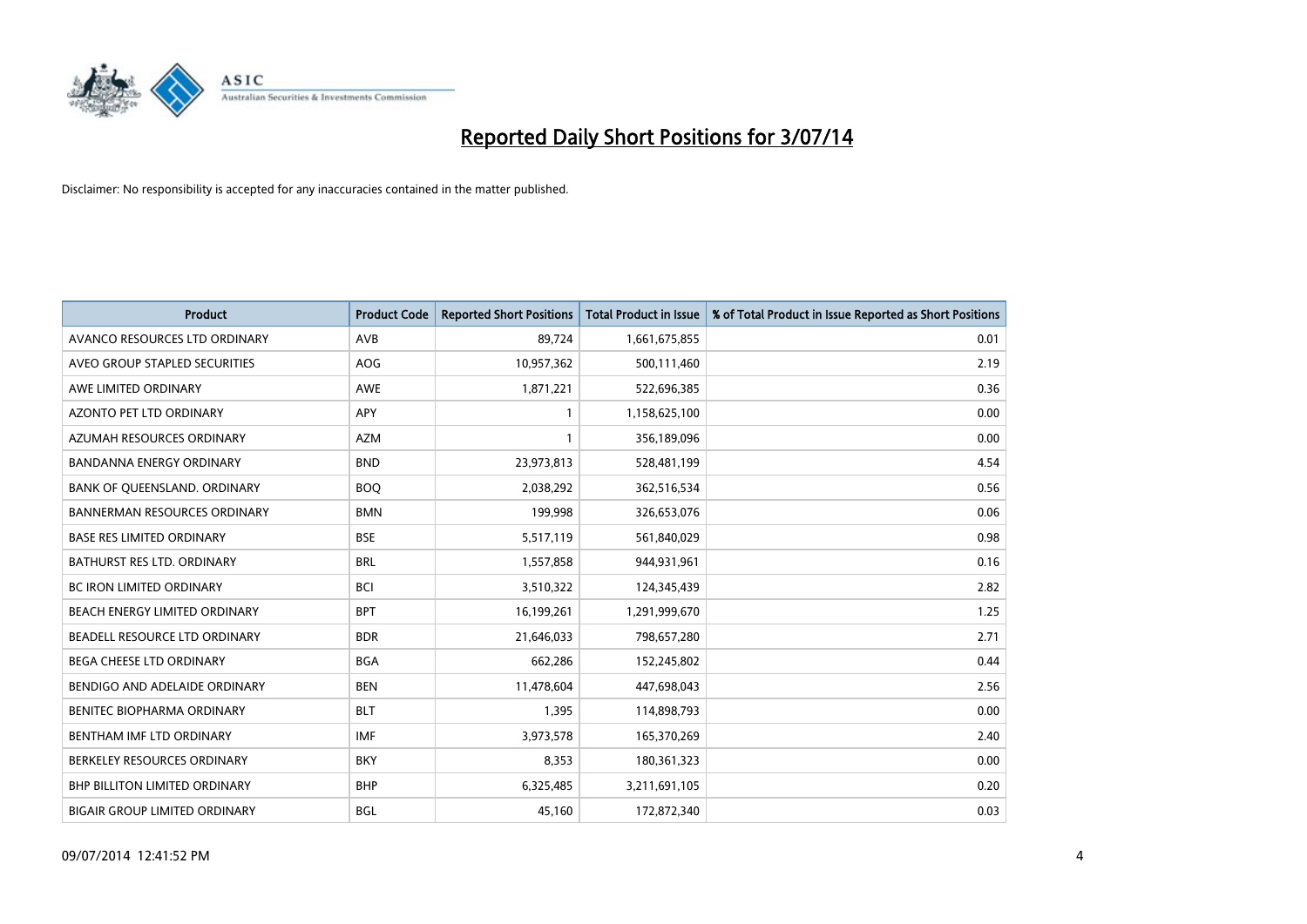# Reported Daily Short Positions for 3/07/14

Disclaimer: No responsibility is accepted for any inaccuracies contained in the matter published.

| Product | Product Code | Reported Short Positions | Total Product in Issue | % of Total Product in Issue Reported as Short Positions |
|---|---|---|---|---|
| AVANCO RESOURCES LTD ORDINARY | AVB | 89,724 | 1,661,675,855 | 0.01 |
| AVEO GROUP STAPLED SECURITIES | AOG | 10,957,362 | 500,111,460 | 2.19 |
| AWE LIMITED ORDINARY | AWE | 1,871,221 | 522,696,385 | 0.36 |
| AZONTO PET LTD ORDINARY | APY | 1 | 1,158,625,100 | 0.00 |
| AZUMAH RESOURCES ORDINARY | AZM | 1 | 356,189,096 | 0.00 |
| BANDANNA ENERGY ORDINARY | BND | 23,973,813 | 528,481,199 | 4.54 |
| BANK OF QUEENSLAND. ORDINARY | BOQ | 2,038,292 | 362,516,534 | 0.56 |
| BANNERMAN RESOURCES ORDINARY | BMN | 199,998 | 326,653,076 | 0.06 |
| BASE RES LIMITED ORDINARY | BSE | 5,517,119 | 561,840,029 | 0.98 |
| BATHURST RES LTD. ORDINARY | BRL | 1,557,858 | 944,931,961 | 0.16 |
| BC IRON LIMITED ORDINARY | BCI | 3,510,322 | 124,345,439 | 2.82 |
| BEACH ENERGY LIMITED ORDINARY | BPT | 16,199,261 | 1,291,999,670 | 1.25 |
| BEADELL RESOURCE LTD ORDINARY | BDR | 21,646,033 | 798,657,280 | 2.71 |
| BEGA CHEESE LTD ORDINARY | BGA | 662,286 | 152,245,802 | 0.44 |
| BENDIGO AND ADELAIDE ORDINARY | BEN | 11,478,604 | 447,698,043 | 2.56 |
| BENITEC BIOPHARMA ORDINARY | BLT | 1,395 | 114,898,793 | 0.00 |
| BENTHAM IMF LTD ORDINARY | IMF | 3,973,578 | 165,370,269 | 2.40 |
| BERKELEY RESOURCES ORDINARY | BKY | 8,353 | 180,361,323 | 0.00 |
| BHP BILLITON LIMITED ORDINARY | BHP | 6,325,485 | 3,211,691,105 | 0.20 |
| BIGAIR GROUP LIMITED ORDINARY | BGL | 45,160 | 172,872,340 | 0.03 |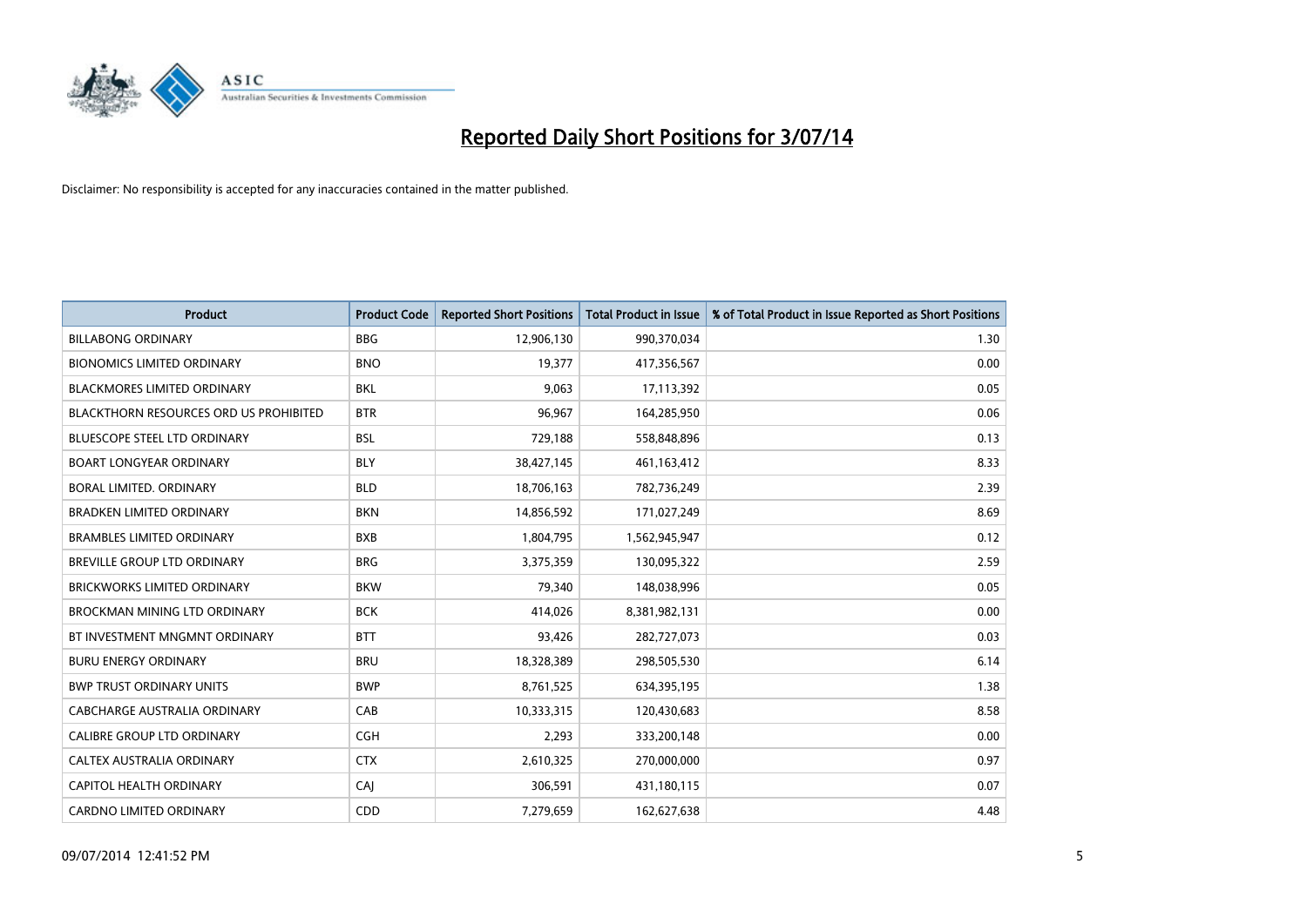# Reported Daily Short Positions for 3/07/14

Disclaimer: No responsibility is accepted for any inaccuracies contained in the matter published.

| Product | Product Code | Reported Short Positions | Total Product in Issue | % of Total Product in Issue Reported as Short Positions |
|---|---|---|---|---|
| BILLABONG ORDINARY | BBG | 12,906,130 | 990,370,034 | 1.30 |
| BIONOMICS LIMITED ORDINARY | BNO | 19,377 | 417,356,567 | 0.00 |
| BLACKMORES LIMITED ORDINARY | BKL | 9,063 | 17,113,392 | 0.05 |
| BLACKTHORN RESOURCES ORD US PROHIBITED | BTR | 96,967 | 164,285,950 | 0.06 |
| BLUESCOPE STEEL LTD ORDINARY | BSL | 729,188 | 558,848,896 | 0.13 |
| BOART LONGYEAR ORDINARY | BLY | 38,427,145 | 461,163,412 | 8.33 |
| BORAL LIMITED. ORDINARY | BLD | 18,706,163 | 782,736,249 | 2.39 |
| BRADKEN LIMITED ORDINARY | BKN | 14,856,592 | 171,027,249 | 8.69 |
| BRAMBLES LIMITED ORDINARY | BXB | 1,804,795 | 1,562,945,947 | 0.12 |
| BREVILLE GROUP LTD ORDINARY | BRG | 3,375,359 | 130,095,322 | 2.59 |
| BRICKWORKS LIMITED ORDINARY | BKW | 79,340 | 148,038,996 | 0.05 |
| BROCKMAN MINING LTD ORDINARY | BCK | 414,026 | 8,381,982,131 | 0.00 |
| BT INVESTMENT MNGMNT ORDINARY | BTT | 93,426 | 282,727,073 | 0.03 |
| BURU ENERGY ORDINARY | BRU | 18,328,389 | 298,505,530 | 6.14 |
| BWP TRUST ORDINARY UNITS | BWP | 8,761,525 | 634,395,195 | 1.38 |
| CABCHARGE AUSTRALIA ORDINARY | CAB | 10,333,315 | 120,430,683 | 8.58 |
| CALIBRE GROUP LTD ORDINARY | CGH | 2,293 | 333,200,148 | 0.00 |
| CALTEX AUSTRALIA ORDINARY | CTX | 2,610,325 | 270,000,000 | 0.97 |
| CAPITOL HEALTH ORDINARY | CAJ | 306,591 | 431,180,115 | 0.07 |
| CARDNO LIMITED ORDINARY | CDD | 7,279,659 | 162,627,638 | 4.48 |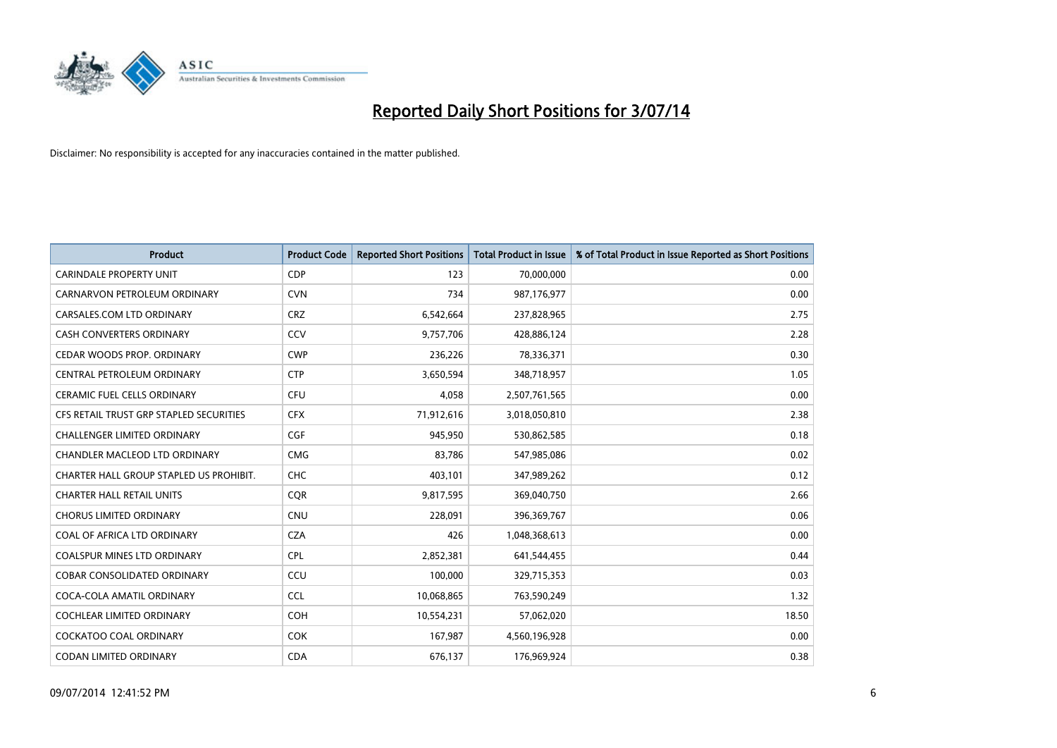# Reported Daily Short Positions for 3/07/14

Disclaimer: No responsibility is accepted for any inaccuracies contained in the matter published.

| Product | Product Code | Reported Short Positions | Total Product in Issue | % of Total Product in Issue Reported as Short Positions |
|---|---|---|---|---|
| CARINDALE PROPERTY UNIT | CDP | 123 | 70,000,000 | 0.00 |
| CARNARVON PETROLEUM ORDINARY | CVN | 734 | 987,176,977 | 0.00 |
| CARSALES.COM LTD ORDINARY | CRZ | 6,542,664 | 237,828,965 | 2.75 |
| CASH CONVERTERS ORDINARY | CCV | 9,757,706 | 428,886,124 | 2.28 |
| CEDAR WOODS PROP. ORDINARY | CWP | 236,226 | 78,336,371 | 0.30 |
| CENTRAL PETROLEUM ORDINARY | CTP | 3,650,594 | 348,718,957 | 1.05 |
| CERAMIC FUEL CELLS ORDINARY | CFU | 4,058 | 2,507,761,565 | 0.00 |
| CFS RETAIL TRUST GRP STAPLED SECURITIES | CFX | 71,912,616 | 3,018,050,810 | 2.38 |
| CHALLENGER LIMITED ORDINARY | CGF | 945,950 | 530,862,585 | 0.18 |
| CHANDLER MACLEOD LTD ORDINARY | CMG | 83,786 | 547,985,086 | 0.02 |
| CHARTER HALL GROUP STAPLED US PROHIBIT. | CHC | 403,101 | 347,989,262 | 0.12 |
| CHARTER HALL RETAIL UNITS | CQR | 9,817,595 | 369,040,750 | 2.66 |
| CHORUS LIMITED ORDINARY | CNU | 228,091 | 396,369,767 | 0.06 |
| COAL OF AFRICA LTD ORDINARY | CZA | 426 | 1,048,368,613 | 0.00 |
| COALSPUR MINES LTD ORDINARY | CPL | 2,852,381 | 641,544,455 | 0.44 |
| COBAR CONSOLIDATED ORDINARY | CCU | 100,000 | 329,715,353 | 0.03 |
| COCA-COLA AMATIL ORDINARY | CCL | 10,068,865 | 763,590,249 | 1.32 |
| COCHLEAR LIMITED ORDINARY | COH | 10,554,231 | 57,062,020 | 18.50 |
| COCKATOO COAL ORDINARY | COK | 167,987 | 4,560,196,928 | 0.00 |
| CODAN LIMITED ORDINARY | CDA | 676,137 | 176,969,924 | 0.38 |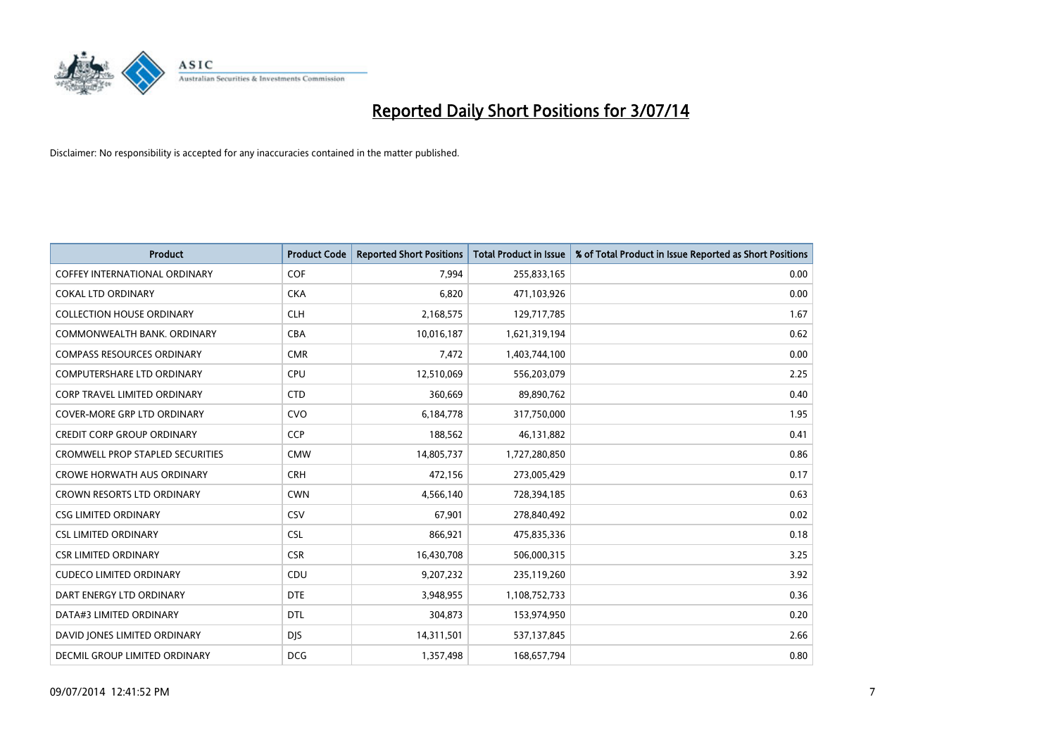# Reported Daily Short Positions for 3/07/14

Disclaimer: No responsibility is accepted for any inaccuracies contained in the matter published.

| Product | Product Code | Reported Short Positions | Total Product in Issue | % of Total Product in Issue Reported as Short Positions |
|---|---|---|---|---|
| COFFEY INTERNATIONAL ORDINARY | COF | 7,994 | 255,833,165 | 0.00 |
| COKAL LTD ORDINARY | CKA | 6,820 | 471,103,926 | 0.00 |
| COLLECTION HOUSE ORDINARY | CLH | 2,168,575 | 129,717,785 | 1.67 |
| COMMONWEALTH BANK. ORDINARY | CBA | 10,016,187 | 1,621,319,194 | 0.62 |
| COMPASS RESOURCES ORDINARY | CMR | 7,472 | 1,403,744,100 | 0.00 |
| COMPUTERSHARE LTD ORDINARY | CPU | 12,510,069 | 556,203,079 | 2.25 |
| CORP TRAVEL LIMITED ORDINARY | CTD | 360,669 | 89,890,762 | 0.40 |
| COVER-MORE GRP LTD ORDINARY | CVO | 6,184,778 | 317,750,000 | 1.95 |
| CREDIT CORP GROUP ORDINARY | CCP | 188,562 | 46,131,882 | 0.41 |
| CROMWELL PROP STAPLED SECURITIES | CMW | 14,805,737 | 1,727,280,850 | 0.86 |
| CROWE HORWATH AUS ORDINARY | CRH | 472,156 | 273,005,429 | 0.17 |
| CROWN RESORTS LTD ORDINARY | CWN | 4,566,140 | 728,394,185 | 0.63 |
| CSG LIMITED ORDINARY | CSV | 67,901 | 278,840,492 | 0.02 |
| CSL LIMITED ORDINARY | CSL | 866,921 | 475,835,336 | 0.18 |
| CSR LIMITED ORDINARY | CSR | 16,430,708 | 506,000,315 | 3.25 |
| CUDECO LIMITED ORDINARY | CDU | 9,207,232 | 235,119,260 | 3.92 |
| DART ENERGY LTD ORDINARY | DTE | 3,948,955 | 1,108,752,733 | 0.36 |
| DATA#3 LIMITED ORDINARY | DTL | 304,873 | 153,974,950 | 0.20 |
| DAVID JONES LIMITED ORDINARY | DJS | 14,311,501 | 537,137,845 | 2.66 |
| DECMIL GROUP LIMITED ORDINARY | DCG | 1,357,498 | 168,657,794 | 0.80 |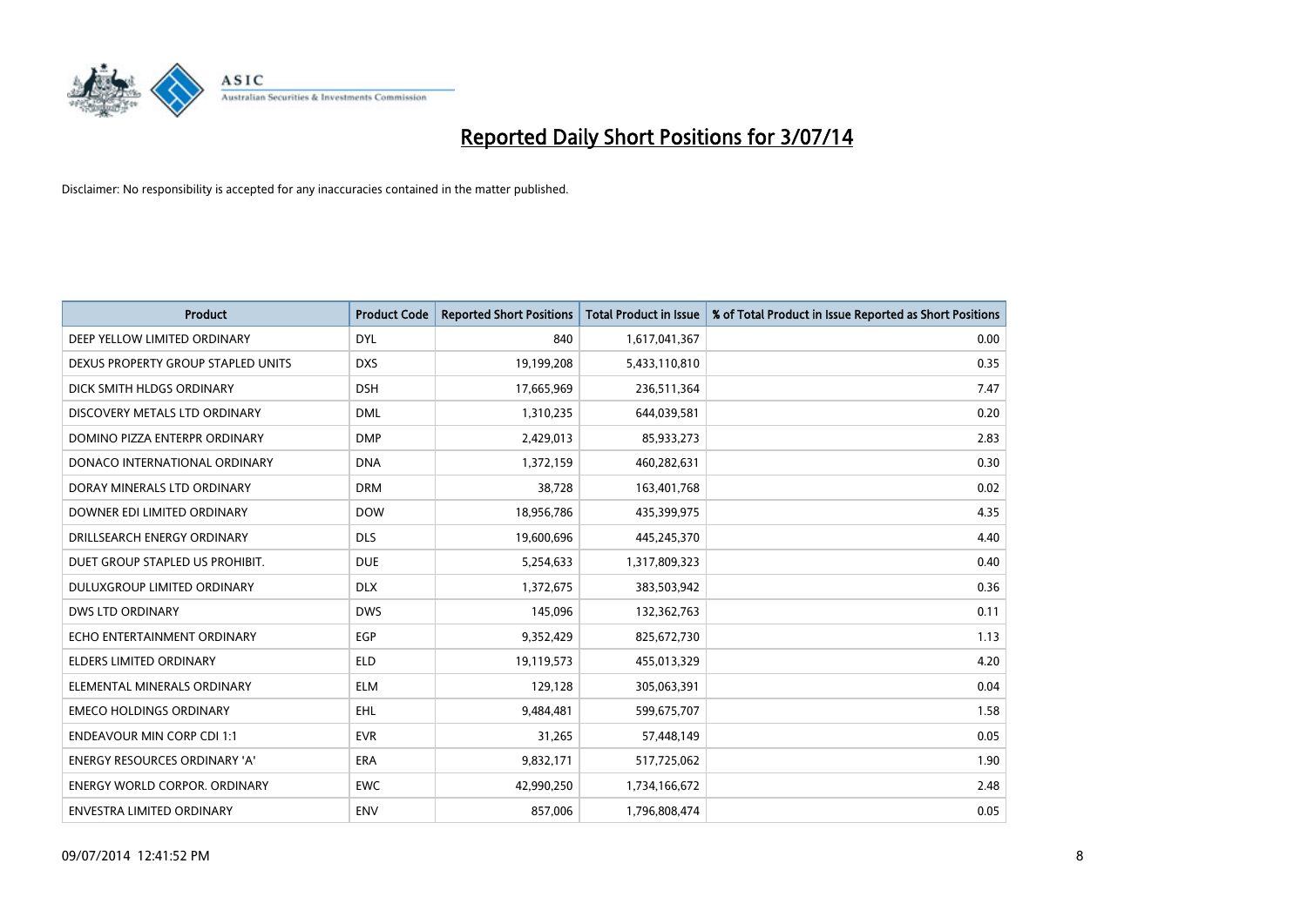# Reported Daily Short Positions for 3/07/14

Disclaimer: No responsibility is accepted for any inaccuracies contained in the matter published.

| Product | Product Code | Reported Short Positions | Total Product in Issue | % of Total Product in Issue Reported as Short Positions |
|---|---|---|---|---|
| DEEP YELLOW LIMITED ORDINARY | DYL | 840 | 1,617,041,367 | 0.00 |
| DEXUS PROPERTY GROUP STAPLED UNITS | DXS | 19,199,208 | 5,433,110,810 | 0.35 |
| DICK SMITH HLDGS ORDINARY | DSH | 17,665,969 | 236,511,364 | 7.47 |
| DISCOVERY METALS LTD ORDINARY | DML | 1,310,235 | 644,039,581 | 0.20 |
| DOMINO PIZZA ENTERPR ORDINARY | DMP | 2,429,013 | 85,933,273 | 2.83 |
| DONACO INTERNATIONAL ORDINARY | DNA | 1,372,159 | 460,282,631 | 0.30 |
| DORAY MINERALS LTD ORDINARY | DRM | 38,728 | 163,401,768 | 0.02 |
| DOWNER EDI LIMITED ORDINARY | DOW | 18,956,786 | 435,399,975 | 4.35 |
| DRILLSEARCH ENERGY ORDINARY | DLS | 19,600,696 | 445,245,370 | 4.40 |
| DUET GROUP STAPLED US PROHIBIT. | DUE | 5,254,633 | 1,317,809,323 | 0.40 |
| DULUXGROUP LIMITED ORDINARY | DLX | 1,372,675 | 383,503,942 | 0.36 |
| DWS LTD ORDINARY | DWS | 145,096 | 132,362,763 | 0.11 |
| ECHO ENTERTAINMENT ORDINARY | EGP | 9,352,429 | 825,672,730 | 1.13 |
| ELDERS LIMITED ORDINARY | ELD | 19,119,573 | 455,013,329 | 4.20 |
| ELEMENTAL MINERALS ORDINARY | ELM | 129,128 | 305,063,391 | 0.04 |
| EMECO HOLDINGS ORDINARY | EHL | 9,484,481 | 599,675,707 | 1.58 |
| ENDEAVOUR MIN CORP CDI 1:1 | EVR | 31,265 | 57,448,149 | 0.05 |
| ENERGY RESOURCES ORDINARY 'A' | ERA | 9,832,171 | 517,725,062 | 1.90 |
| ENERGY WORLD CORPOR. ORDINARY | EWC | 42,990,250 | 1,734,166,672 | 2.48 |
| ENVESTRA LIMITED ORDINARY | ENV | 857,006 | 1,796,808,474 | 0.05 |

09/07/2014 12:41:52 PM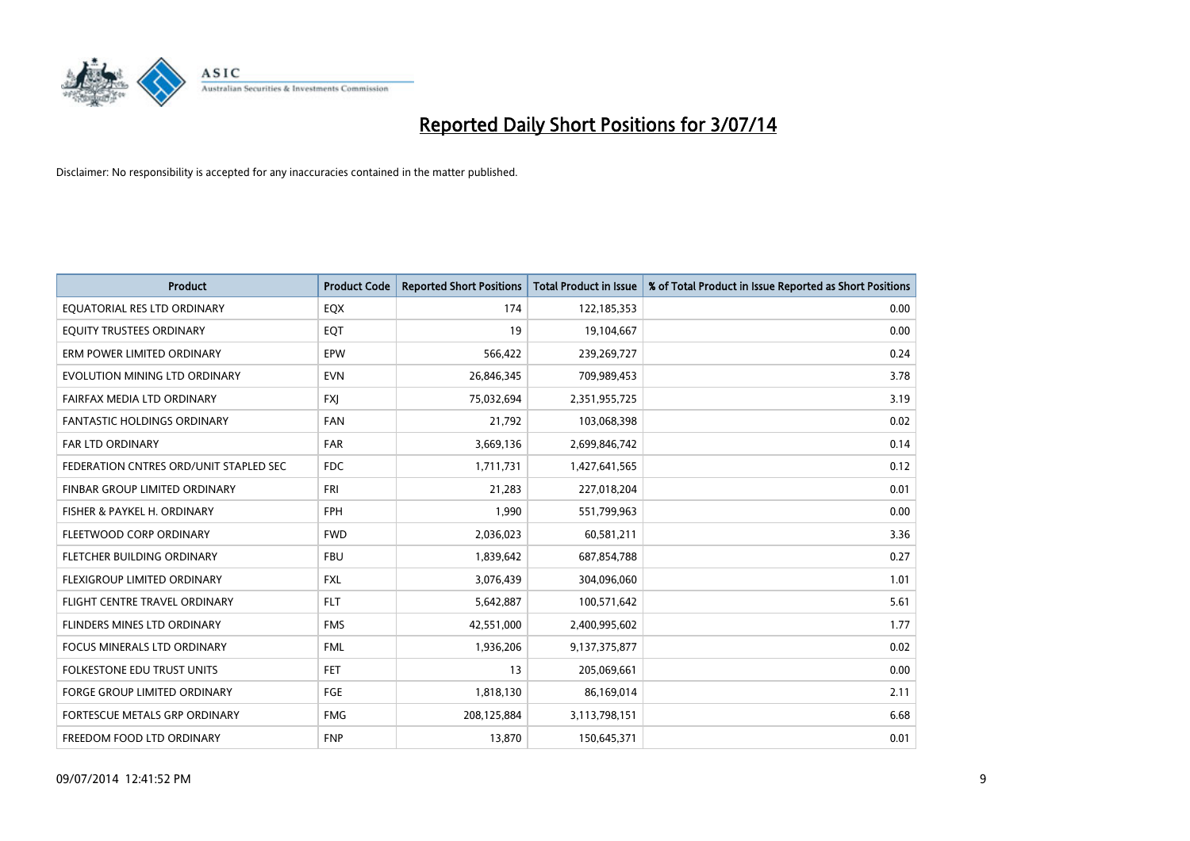# Reported Daily Short Positions for 3/07/14

Disclaimer: No responsibility is accepted for any inaccuracies contained in the matter published.

| Product | Product Code | Reported Short Positions | Total Product in Issue | % of Total Product in Issue Reported as Short Positions |
|---|---|---|---|---|
| EQUATORIAL RES LTD ORDINARY | EQX | 174 | 122,185,353 | 0.00 |
| EQUITY TRUSTEES ORDINARY | EQT | 19 | 19,104,667 | 0.00 |
| ERM POWER LIMITED ORDINARY | EPW | 566,422 | 239,269,727 | 0.24 |
| EVOLUTION MINING LTD ORDINARY | EVN | 26,846,345 | 709,989,453 | 3.78 |
| FAIRFAX MEDIA LTD ORDINARY | FXJ | 75,032,694 | 2,351,955,725 | 3.19 |
| FANTASTIC HOLDINGS ORDINARY | FAN | 21,792 | 103,068,398 | 0.02 |
| FAR LTD ORDINARY | FAR | 3,669,136 | 2,699,846,742 | 0.14 |
| FEDERATION CNTRES ORD/UNIT STAPLED SEC | FDC | 1,711,731 | 1,427,641,565 | 0.12 |
| FINBAR GROUP LIMITED ORDINARY | FRI | 21,283 | 227,018,204 | 0.01 |
| FISHER & PAYKEL H. ORDINARY | FPH | 1,990 | 551,799,963 | 0.00 |
| FLEETWOOD CORP ORDINARY | FWD | 2,036,023 | 60,581,211 | 3.36 |
| FLETCHER BUILDING ORDINARY | FBU | 1,839,642 | 687,854,788 | 0.27 |
| FLEXIGROUP LIMITED ORDINARY | FXL | 3,076,439 | 304,096,060 | 1.01 |
| FLIGHT CENTRE TRAVEL ORDINARY | FLT | 5,642,887 | 100,571,642 | 5.61 |
| FLINDERS MINES LTD ORDINARY | FMS | 42,551,000 | 2,400,995,602 | 1.77 |
| FOCUS MINERALS LTD ORDINARY | FML | 1,936,206 | 9,137,375,877 | 0.02 |
| FOLKESTONE EDU TRUST UNITS | FET | 13 | 205,069,661 | 0.00 |
| FORGE GROUP LIMITED ORDINARY | FGE | 1,818,130 | 86,169,014 | 2.11 |
| FORTESCUE METALS GRP ORDINARY | FMG | 208,125,884 | 3,113,798,151 | 6.68 |
| FREEDOM FOOD LTD ORDINARY | FNP | 13,870 | 150,645,371 | 0.01 |

09/07/2014 12:41:52 PM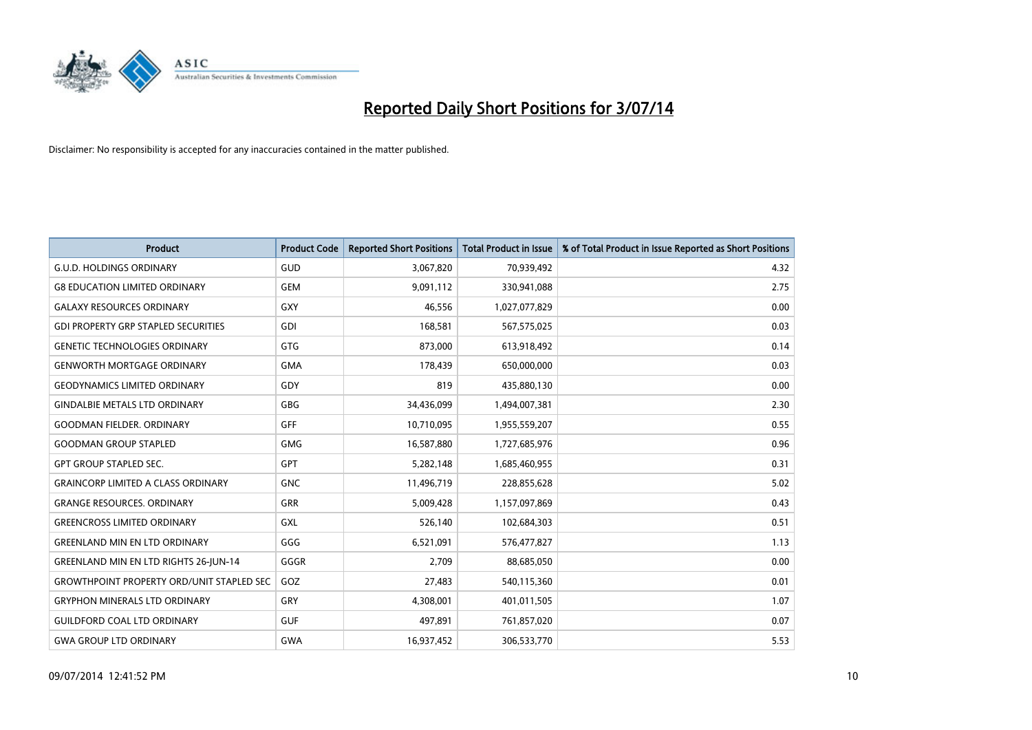# Reported Daily Short Positions for 3/07/14

Disclaimer: No responsibility is accepted for any inaccuracies contained in the matter published.

| Product | Product Code | Reported Short Positions | Total Product in Issue | % of Total Product in Issue Reported as Short Positions |
|---|---|---|---|---|
| G.U.D. HOLDINGS ORDINARY | GUD | 3,067,820 | 70,939,492 | 4.32 |
| G8 EDUCATION LIMITED ORDINARY | GEM | 9,091,112 | 330,941,088 | 2.75 |
| GALAXY RESOURCES ORDINARY | GXY | 46,556 | 1,027,077,829 | 0.00 |
| GDI PROPERTY GRP STAPLED SECURITIES | GDI | 168,581 | 567,575,025 | 0.03 |
| GENETIC TECHNOLOGIES ORDINARY | GTG | 873,000 | 613,918,492 | 0.14 |
| GENWORTH MORTGAGE ORDINARY | GMA | 178,439 | 650,000,000 | 0.03 |
| GEODYNAMICS LIMITED ORDINARY | GDY | 819 | 435,880,130 | 0.00 |
| GINDALBIE METALS LTD ORDINARY | GBG | 34,436,099 | 1,494,007,381 | 2.30 |
| GOODMAN FIELDER. ORDINARY | GFF | 10,710,095 | 1,955,559,207 | 0.55 |
| GOODMAN GROUP STAPLED | GMG | 16,587,880 | 1,727,685,976 | 0.96 |
| GPT GROUP STAPLED SEC. | GPT | 5,282,148 | 1,685,460,955 | 0.31 |
| GRAINCORP LIMITED A CLASS ORDINARY | GNC | 11,496,719 | 228,855,628 | 5.02 |
| GRANGE RESOURCES. ORDINARY | GRR | 5,009,428 | 1,157,097,869 | 0.43 |
| GREENCROSS LIMITED ORDINARY | GXL | 526,140 | 102,684,303 | 0.51 |
| GREENLAND MIN EN LTD ORDINARY | GGG | 6,521,091 | 576,477,827 | 1.13 |
| GREENLAND MIN EN LTD RIGHTS 26-JUN-14 | GGGR | 2,709 | 88,685,050 | 0.00 |
| GROWTHPOINT PROPERTY ORD/UNIT STAPLED SEC | GOZ | 27,483 | 540,115,360 | 0.01 |
| GRYPHON MINERALS LTD ORDINARY | GRY | 4,308,001 | 401,011,505 | 1.07 |
| GUILDFORD COAL LTD ORDINARY | GUF | 497,891 | 761,857,020 | 0.07 |
| GWA GROUP LTD ORDINARY | GWA | 16,937,452 | 306,533,770 | 5.53 |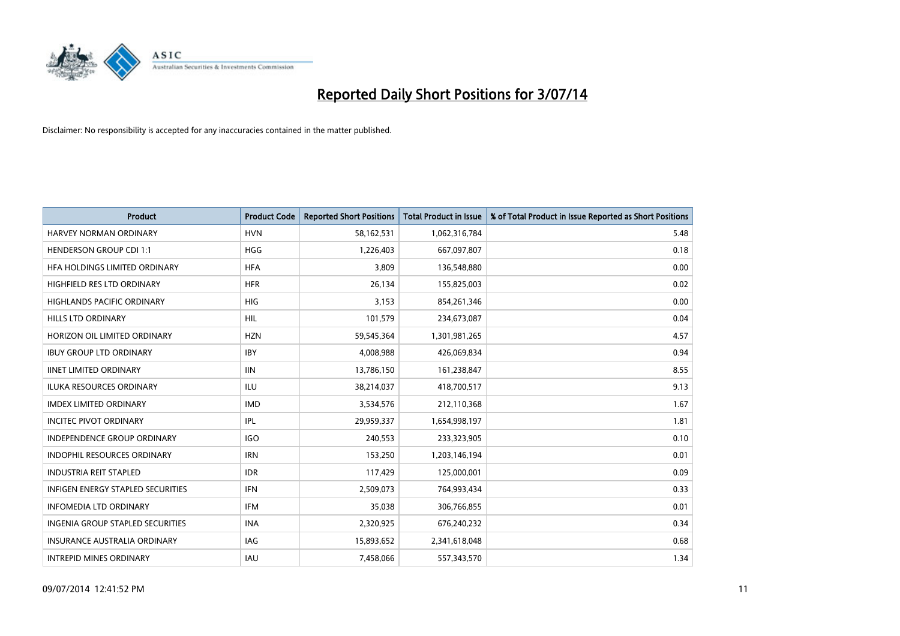# Reported Daily Short Positions for 3/07/14

Disclaimer: No responsibility is accepted for any inaccuracies contained in the matter published.

| Product | Product Code | Reported Short Positions | Total Product in Issue | % of Total Product in Issue Reported as Short Positions |
|---|---|---|---|---|
| HARVEY NORMAN ORDINARY | HVN | 58,162,531 | 1,062,316,784 | 5.48 |
| HENDERSON GROUP CDI 1:1 | HGG | 1,226,403 | 667,097,807 | 0.18 |
| HFA HOLDINGS LIMITED ORDINARY | HFA | 3,809 | 136,548,880 | 0.00 |
| HIGHFIELD RES LTD ORDINARY | HFR | 26,134 | 155,825,003 | 0.02 |
| HIGHLANDS PACIFIC ORDINARY | HIG | 3,153 | 854,261,346 | 0.00 |
| HILLS LTD ORDINARY | HIL | 101,579 | 234,673,087 | 0.04 |
| HORIZON OIL LIMITED ORDINARY | HZN | 59,545,364 | 1,301,981,265 | 4.57 |
| IBUY GROUP LTD ORDINARY | IBY | 4,008,988 | 426,069,834 | 0.94 |
| IINET LIMITED ORDINARY | IIN | 13,786,150 | 161,238,847 | 8.55 |
| ILUKA RESOURCES ORDINARY | ILU | 38,214,037 | 418,700,517 | 9.13 |
| IMDEX LIMITED ORDINARY | IMD | 3,534,576 | 212,110,368 | 1.67 |
| INCITEC PIVOT ORDINARY | IPL | 29,959,337 | 1,654,998,197 | 1.81 |
| INDEPENDENCE GROUP ORDINARY | IGO | 240,553 | 233,323,905 | 0.10 |
| INDOPHIL RESOURCES ORDINARY | IRN | 153,250 | 1,203,146,194 | 0.01 |
| INDUSTRIA REIT STAPLED | IDR | 117,429 | 125,000,001 | 0.09 |
| INFIGEN ENERGY STAPLED SECURITIES | IFN | 2,509,073 | 764,993,434 | 0.33 |
| INFOMEDIA LTD ORDINARY | IFM | 35,038 | 306,766,855 | 0.01 |
| INGENIA GROUP STAPLED SECURITIES | INA | 2,320,925 | 676,240,232 | 0.34 |
| INSURANCE AUSTRALIA ORDINARY | IAG | 15,893,652 | 2,341,618,048 | 0.68 |
| INTREPID MINES ORDINARY | IAU | 7,458,066 | 557,343,570 | 1.34 |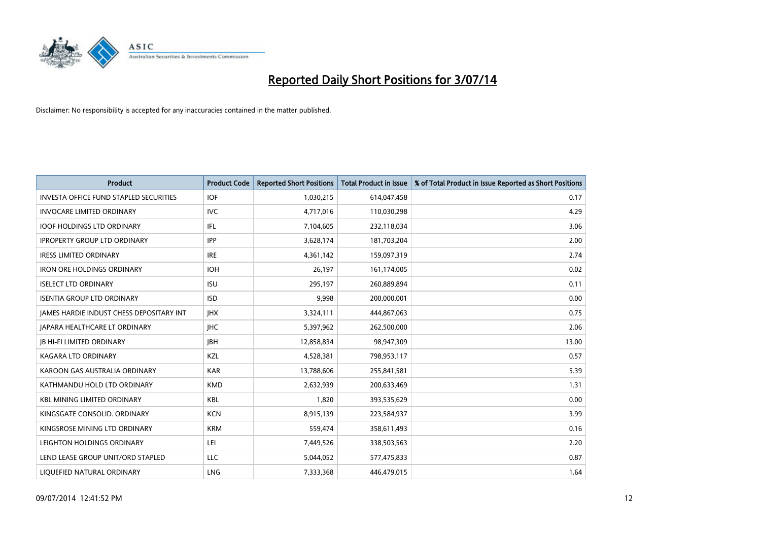# Reported Daily Short Positions for 3/07/14

Disclaimer: No responsibility is accepted for any inaccuracies contained in the matter published.

| Product | Product Code | Reported Short Positions | Total Product in Issue | % of Total Product in Issue Reported as Short Positions |
|---|---|---|---|---|
| INVESTA OFFICE FUND STAPLED SECURITIES | IOF | 1,030,215 | 614,047,458 | 0.17 |
| INVOCARE LIMITED ORDINARY | IVC | 4,717,016 | 110,030,298 | 4.29 |
| IOOF HOLDINGS LTD ORDINARY | IFL | 7,104,605 | 232,118,034 | 3.06 |
| IPROPERTY GROUP LTD ORDINARY | IPP | 3,628,174 | 181,703,204 | 2.00 |
| IRESS LIMITED ORDINARY | IRE | 4,361,142 | 159,097,319 | 2.74 |
| IRON ORE HOLDINGS ORDINARY | IOH | 26,197 | 161,174,005 | 0.02 |
| ISELECT LTD ORDINARY | ISU | 295,197 | 260,889,894 | 0.11 |
| ISENTIA GROUP LTD ORDINARY | ISD | 9,998 | 200,000,001 | 0.00 |
| JAMES HARDIE INDUST CHESS DEPOSITARY INT | JHX | 3,324,111 | 444,867,063 | 0.75 |
| JAPARA HEALTHCARE LT ORDINARY | JHC | 5,397,962 | 262,500,000 | 2.06 |
| JB HI-FI LIMITED ORDINARY | JBH | 12,858,834 | 98,947,309 | 13.00 |
| KAGARA LTD ORDINARY | KZL | 4,528,381 | 798,953,117 | 0.57 |
| KAROON GAS AUSTRALIA ORDINARY | KAR | 13,788,606 | 255,841,581 | 5.39 |
| KATHMANDU HOLD LTD ORDINARY | KMD | 2,632,939 | 200,633,469 | 1.31 |
| KBL MINING LIMITED ORDINARY | KBL | 1,820 | 393,535,629 | 0.00 |
| KINGSGATE CONSOLID. ORDINARY | KCN | 8,915,139 | 223,584,937 | 3.99 |
| KINGSROSE MINING LTD ORDINARY | KRM | 559,474 | 358,611,493 | 0.16 |
| LEIGHTON HOLDINGS ORDINARY | LEI | 7,449,526 | 338,503,563 | 2.20 |
| LEND LEASE GROUP UNIT/ORD STAPLED | LLC | 5,044,052 | 577,475,833 | 0.87 |
| LIQUEFIED NATURAL ORDINARY | LNG | 7,333,368 | 446,479,015 | 1.64 |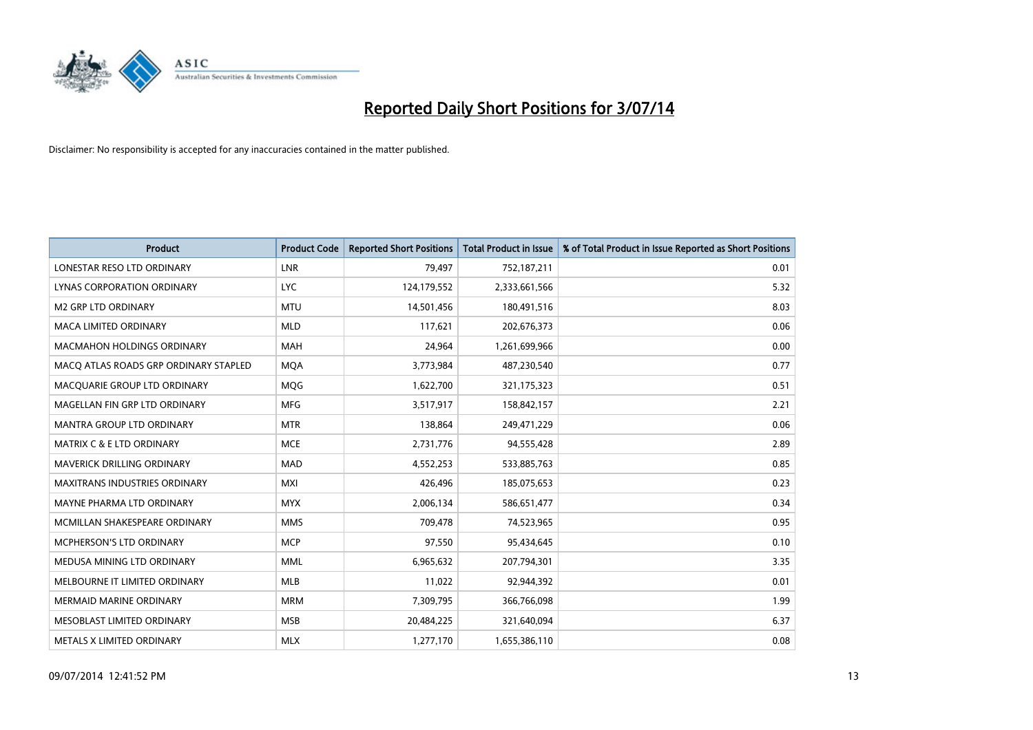# Reported Daily Short Positions for 3/07/14

Disclaimer: No responsibility is accepted for any inaccuracies contained in the matter published.

| Product | Product Code | Reported Short Positions | Total Product in Issue | % of Total Product in Issue Reported as Short Positions |
|---|---|---|---|---|
| LONESTAR RESO LTD ORDINARY | LNR | 79,497 | 752,187,211 | 0.01 |
| LYNAS CORPORATION ORDINARY | LYC | 124,179,552 | 2,333,661,566 | 5.32 |
| M2 GRP LTD ORDINARY | MTU | 14,501,456 | 180,491,516 | 8.03 |
| MACA LIMITED ORDINARY | MLD | 117,621 | 202,676,373 | 0.06 |
| MACMAHON HOLDINGS ORDINARY | MAH | 24,964 | 1,261,699,966 | 0.00 |
| MACQ ATLAS ROADS GRP ORDINARY STAPLED | MQA | 3,773,984 | 487,230,540 | 0.77 |
| MACQUARIE GROUP LTD ORDINARY | MQG | 1,622,700 | 321,175,323 | 0.51 |
| MAGELLAN FIN GRP LTD ORDINARY | MFG | 3,517,917 | 158,842,157 | 2.21 |
| MANTRA GROUP LTD ORDINARY | MTR | 138,864 | 249,471,229 | 0.06 |
| MATRIX C & E LTD ORDINARY | MCE | 2,731,776 | 94,555,428 | 2.89 |
| MAVERICK DRILLING ORDINARY | MAD | 4,552,253 | 533,885,763 | 0.85 |
| MAXITRANS INDUSTRIES ORDINARY | MXI | 426,496 | 185,075,653 | 0.23 |
| MAYNE PHARMA LTD ORDINARY | MYX | 2,006,134 | 586,651,477 | 0.34 |
| MCMILLAN SHAKESPEARE ORDINARY | MMS | 709,478 | 74,523,965 | 0.95 |
| MCPHERSON'S LTD ORDINARY | MCP | 97,550 | 95,434,645 | 0.10 |
| MEDUSA MINING LTD ORDINARY | MML | 6,965,632 | 207,794,301 | 3.35 |
| MELBOURNE IT LIMITED ORDINARY | MLB | 11,022 | 92,944,392 | 0.01 |
| MERMAID MARINE ORDINARY | MRM | 7,309,795 | 366,766,098 | 1.99 |
| MESOBLAST LIMITED ORDINARY | MSB | 20,484,225 | 321,640,094 | 6.37 |
| METALS X LIMITED ORDINARY | MLX | 1,277,170 | 1,655,386,110 | 0.08 |

09/07/2014 12:41:52 PM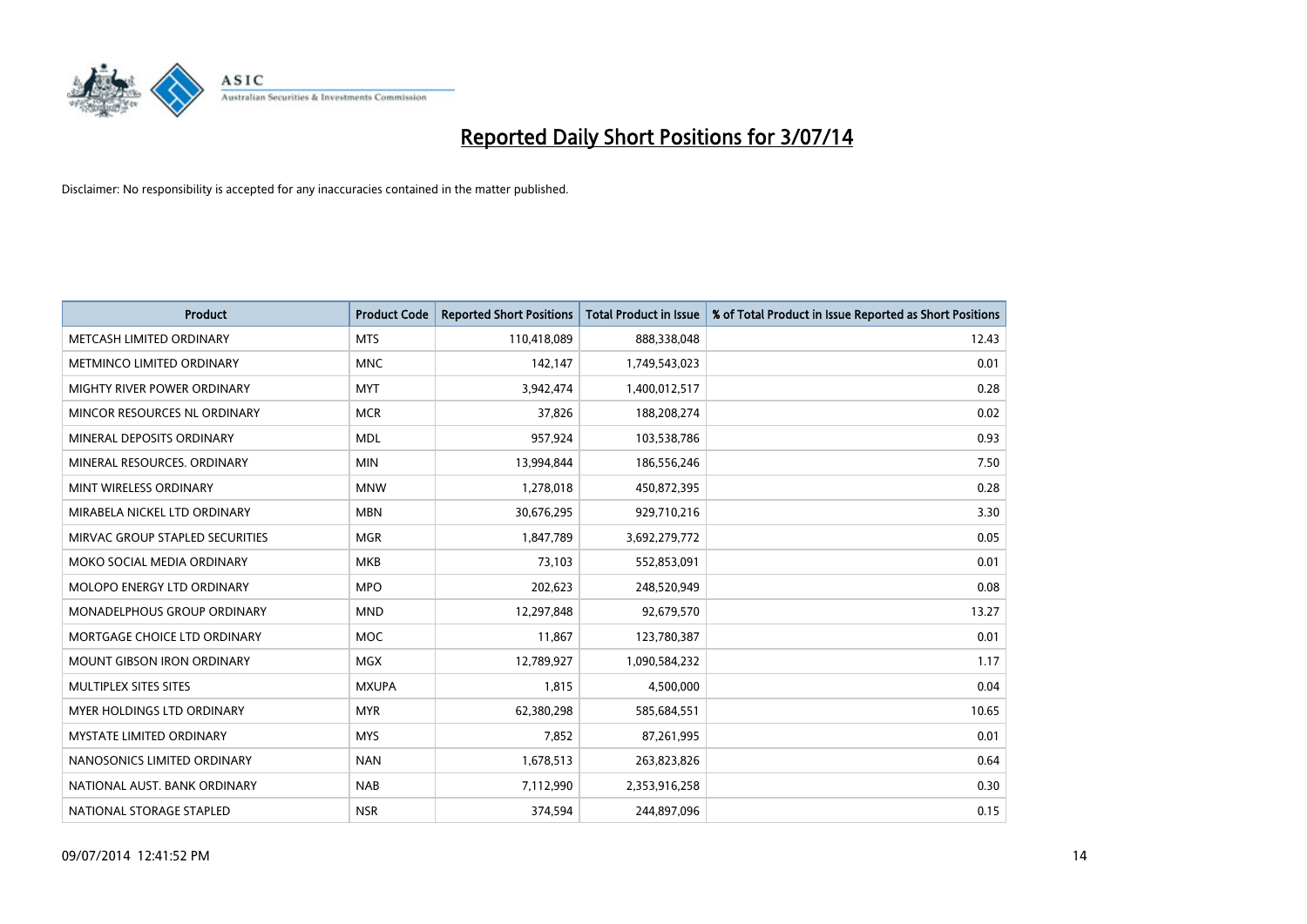# Reported Daily Short Positions for 3/07/14

Disclaimer: No responsibility is accepted for any inaccuracies contained in the matter published.

| Product | Product Code | Reported Short Positions | Total Product in Issue | % of Total Product in Issue Reported as Short Positions |
|---|---|---|---|---|
| METCASH LIMITED ORDINARY | MTS | 110,418,089 | 888,338,048 | 12.43 |
| METMINCO LIMITED ORDINARY | MNC | 142,147 | 1,749,543,023 | 0.01 |
| MIGHTY RIVER POWER ORDINARY | MYT | 3,942,474 | 1,400,012,517 | 0.28 |
| MINCOR RESOURCES NL ORDINARY | MCR | 37,826 | 188,208,274 | 0.02 |
| MINERAL DEPOSITS ORDINARY | MDL | 957,924 | 103,538,786 | 0.93 |
| MINERAL RESOURCES. ORDINARY | MIN | 13,994,844 | 186,556,246 | 7.50 |
| MINT WIRELESS ORDINARY | MNW | 1,278,018 | 450,872,395 | 0.28 |
| MIRABELA NICKEL LTD ORDINARY | MBN | 30,676,295 | 929,710,216 | 3.30 |
| MIRVAC GROUP STAPLED SECURITIES | MGR | 1,847,789 | 3,692,279,772 | 0.05 |
| MOKO SOCIAL MEDIA ORDINARY | MKB | 73,103 | 552,853,091 | 0.01 |
| MOLOPO ENERGY LTD ORDINARY | MPO | 202,623 | 248,520,949 | 0.08 |
| MONADELPHOUS GROUP ORDINARY | MND | 12,297,848 | 92,679,570 | 13.27 |
| MORTGAGE CHOICE LTD ORDINARY | MOC | 11,867 | 123,780,387 | 0.01 |
| MOUNT GIBSON IRON ORDINARY | MGX | 12,789,927 | 1,090,584,232 | 1.17 |
| MULTIPLEX SITES SITES | MXUPA | 1,815 | 4,500,000 | 0.04 |
| MYER HOLDINGS LTD ORDINARY | MYR | 62,380,298 | 585,684,551 | 10.65 |
| MYSTATE LIMITED ORDINARY | MYS | 7,852 | 87,261,995 | 0.01 |
| NANOSONICS LIMITED ORDINARY | NAN | 1,678,513 | 263,823,826 | 0.64 |
| NATIONAL AUST. BANK ORDINARY | NAB | 7,112,990 | 2,353,916,258 | 0.30 |
| NATIONAL STORAGE STAPLED | NSR | 374,594 | 244,897,096 | 0.15 |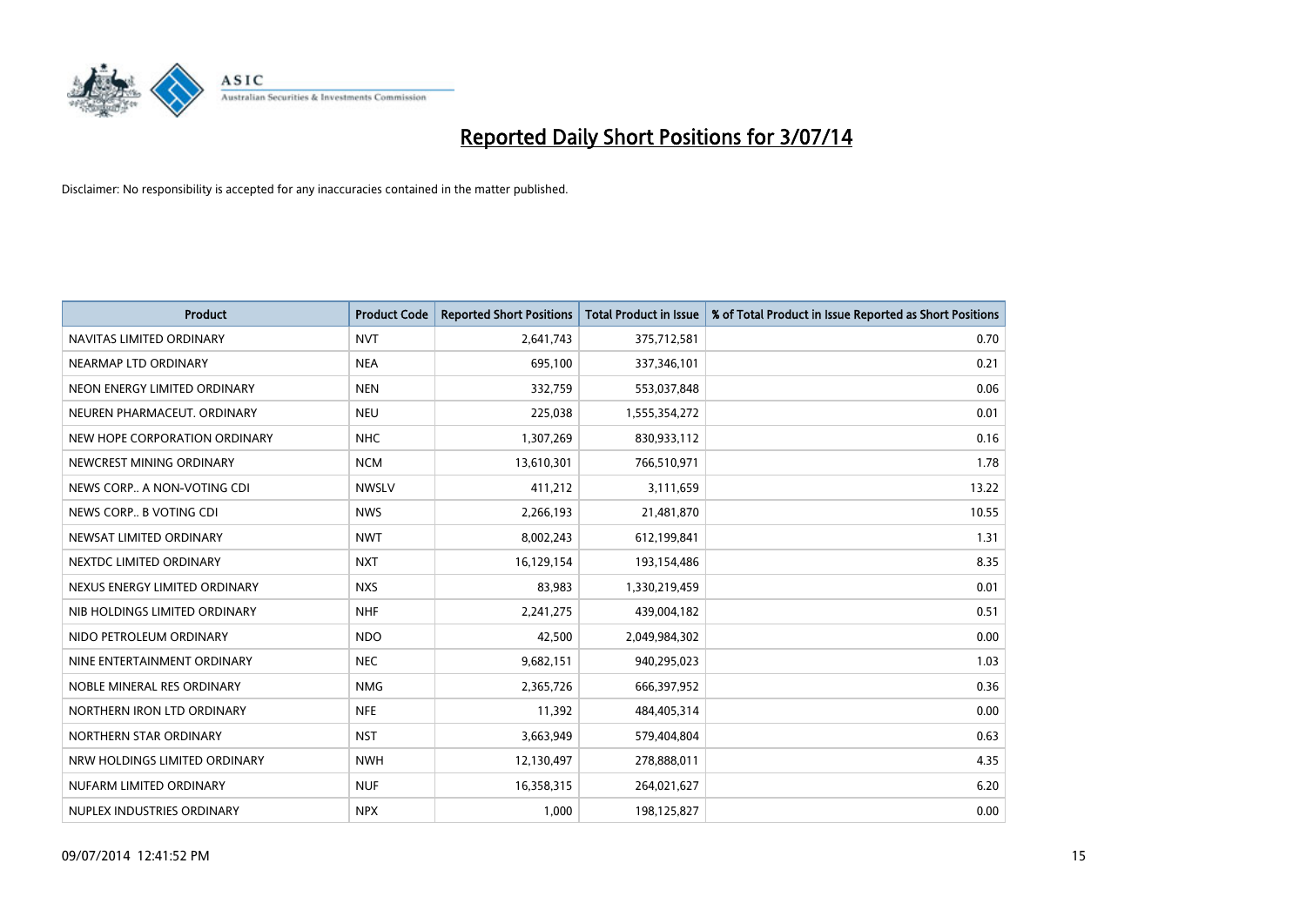# Reported Daily Short Positions for 3/07/14

Disclaimer: No responsibility is accepted for any inaccuracies contained in the matter published.

| Product | Product Code | Reported Short Positions | Total Product in Issue | % of Total Product in Issue Reported as Short Positions |
|---|---|---|---|---|
| NAVITAS LIMITED ORDINARY | NVT | 2,641,743 | 375,712,581 | 0.70 |
| NEARMAP LTD ORDINARY | NEA | 695,100 | 337,346,101 | 0.21 |
| NEON ENERGY LIMITED ORDINARY | NEN | 332,759 | 553,037,848 | 0.06 |
| NEUREN PHARMACEUT. ORDINARY | NEU | 225,038 | 1,555,354,272 | 0.01 |
| NEW HOPE CORPORATION ORDINARY | NHC | 1,307,269 | 830,933,112 | 0.16 |
| NEWCREST MINING ORDINARY | NCM | 13,610,301 | 766,510,971 | 1.78 |
| NEWS CORP.. A NON-VOTING CDI | NWSLV | 411,212 | 3,111,659 | 13.22 |
| NEWS CORP.. B VOTING CDI | NWS | 2,266,193 | 21,481,870 | 10.55 |
| NEWSAT LIMITED ORDINARY | NWT | 8,002,243 | 612,199,841 | 1.31 |
| NEXTDC LIMITED ORDINARY | NXT | 16,129,154 | 193,154,486 | 8.35 |
| NEXUS ENERGY LIMITED ORDINARY | NXS | 83,983 | 1,330,219,459 | 0.01 |
| NIB HOLDINGS LIMITED ORDINARY | NHF | 2,241,275 | 439,004,182 | 0.51 |
| NIDO PETROLEUM ORDINARY | NDO | 42,500 | 2,049,984,302 | 0.00 |
| NINE ENTERTAINMENT ORDINARY | NEC | 9,682,151 | 940,295,023 | 1.03 |
| NOBLE MINERAL RES ORDINARY | NMG | 2,365,726 | 666,397,952 | 0.36 |
| NORTHERN IRON LTD ORDINARY | NFE | 11,392 | 484,405,314 | 0.00 |
| NORTHERN STAR ORDINARY | NST | 3,663,949 | 579,404,804 | 0.63 |
| NRW HOLDINGS LIMITED ORDINARY | NWH | 12,130,497 | 278,888,011 | 4.35 |
| NUFARM LIMITED ORDINARY | NUF | 16,358,315 | 264,021,627 | 6.20 |
| NUPLEX INDUSTRIES ORDINARY | NPX | 1,000 | 198,125,827 | 0.00 |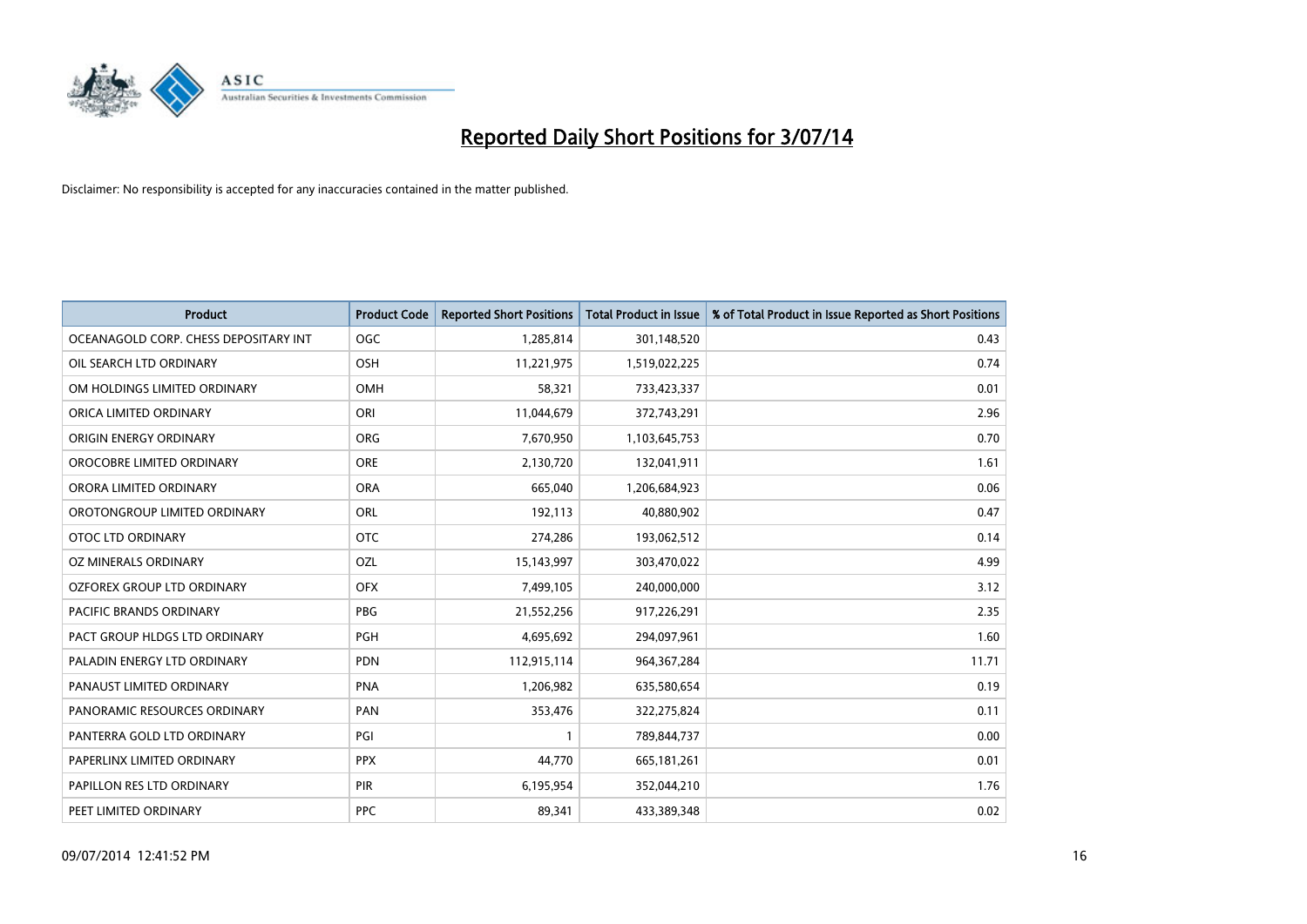# Reported Daily Short Positions for 3/07/14

Disclaimer: No responsibility is accepted for any inaccuracies contained in the matter published.

| Product | Product Code | Reported Short Positions | Total Product in Issue | % of Total Product in Issue Reported as Short Positions |
|---|---|---|---|---|
| OCEANAGOLD CORP. CHESS DEPOSITARY INT | OGC | 1,285,814 | 301,148,520 | 0.43 |
| OIL SEARCH LTD ORDINARY | OSH | 11,221,975 | 1,519,022,225 | 0.74 |
| OM HOLDINGS LIMITED ORDINARY | OMH | 58,321 | 733,423,337 | 0.01 |
| ORICA LIMITED ORDINARY | ORI | 11,044,679 | 372,743,291 | 2.96 |
| ORIGIN ENERGY ORDINARY | ORG | 7,670,950 | 1,103,645,753 | 0.70 |
| OROCOBRE LIMITED ORDINARY | ORE | 2,130,720 | 132,041,911 | 1.61 |
| ORORA LIMITED ORDINARY | ORA | 665,040 | 1,206,684,923 | 0.06 |
| OROTONGROUP LIMITED ORDINARY | ORL | 192,113 | 40,880,902 | 0.47 |
| OTOC LTD ORDINARY | OTC | 274,286 | 193,062,512 | 0.14 |
| OZ MINERALS ORDINARY | OZL | 15,143,997 | 303,470,022 | 4.99 |
| OZFOREX GROUP LTD ORDINARY | OFX | 7,499,105 | 240,000,000 | 3.12 |
| PACIFIC BRANDS ORDINARY | PBG | 21,552,256 | 917,226,291 | 2.35 |
| PACT GROUP HLDGS LTD ORDINARY | PGH | 4,695,692 | 294,097,961 | 1.60 |
| PALADIN ENERGY LTD ORDINARY | PDN | 112,915,114 | 964,367,284 | 11.71 |
| PANAUST LIMITED ORDINARY | PNA | 1,206,982 | 635,580,654 | 0.19 |
| PANORAMIC RESOURCES ORDINARY | PAN | 353,476 | 322,275,824 | 0.11 |
| PANTERRA GOLD LTD ORDINARY | PGI | 1 | 789,844,737 | 0.00 |
| PAPERLINX LIMITED ORDINARY | PPX | 44,770 | 665,181,261 | 0.01 |
| PAPILLON RES LTD ORDINARY | PIR | 6,195,954 | 352,044,210 | 1.76 |
| PEET LIMITED ORDINARY | PPC | 89,341 | 433,389,348 | 0.02 |

09/07/2014 12:41:52 PM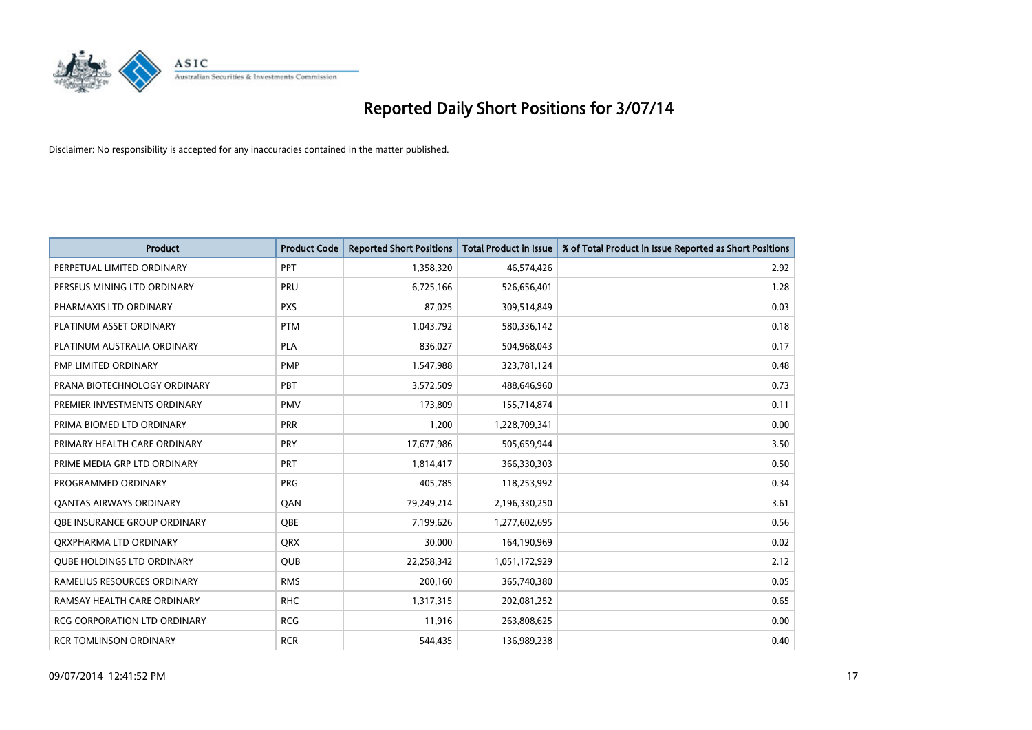# Reported Daily Short Positions for 3/07/14

Disclaimer: No responsibility is accepted for any inaccuracies contained in the matter published.

| Product | Product Code | Reported Short Positions | Total Product in Issue | % of Total Product in Issue Reported as Short Positions |
|---|---|---|---|---|
| PERPETUAL LIMITED ORDINARY | PPT | 1,358,320 | 46,574,426 | 2.92 |
| PERSEUS MINING LTD ORDINARY | PRU | 6,725,166 | 526,656,401 | 1.28 |
| PHARMAXIS LTD ORDINARY | PXS | 87,025 | 309,514,849 | 0.03 |
| PLATINUM ASSET ORDINARY | PTM | 1,043,792 | 580,336,142 | 0.18 |
| PLATINUM AUSTRALIA ORDINARY | PLA | 836,027 | 504,968,043 | 0.17 |
| PMP LIMITED ORDINARY | PMP | 1,547,988 | 323,781,124 | 0.48 |
| PRANA BIOTECHNOLOGY ORDINARY | PBT | 3,572,509 | 488,646,960 | 0.73 |
| PREMIER INVESTMENTS ORDINARY | PMV | 173,809 | 155,714,874 | 0.11 |
| PRIMA BIOMED LTD ORDINARY | PRR | 1,200 | 1,228,709,341 | 0.00 |
| PRIMARY HEALTH CARE ORDINARY | PRY | 17,677,986 | 505,659,944 | 3.50 |
| PRIME MEDIA GRP LTD ORDINARY | PRT | 1,814,417 | 366,330,303 | 0.50 |
| PROGRAMMED ORDINARY | PRG | 405,785 | 118,253,992 | 0.34 |
| QANTAS AIRWAYS ORDINARY | QAN | 79,249,214 | 2,196,330,250 | 3.61 |
| QBE INSURANCE GROUP ORDINARY | QBE | 7,199,626 | 1,277,602,695 | 0.56 |
| QRXPHARMA LTD ORDINARY | QRX | 30,000 | 164,190,969 | 0.02 |
| QUBE HOLDINGS LTD ORDINARY | QUB | 22,258,342 | 1,051,172,929 | 2.12 |
| RAMELIUS RESOURCES ORDINARY | RMS | 200,160 | 365,740,380 | 0.05 |
| RAMSAY HEALTH CARE ORDINARY | RHC | 1,317,315 | 202,081,252 | 0.65 |
| RCG CORPORATION LTD ORDINARY | RCG | 11,916 | 263,808,625 | 0.00 |
| RCR TOMLINSON ORDINARY | RCR | 544,435 | 136,989,238 | 0.40 |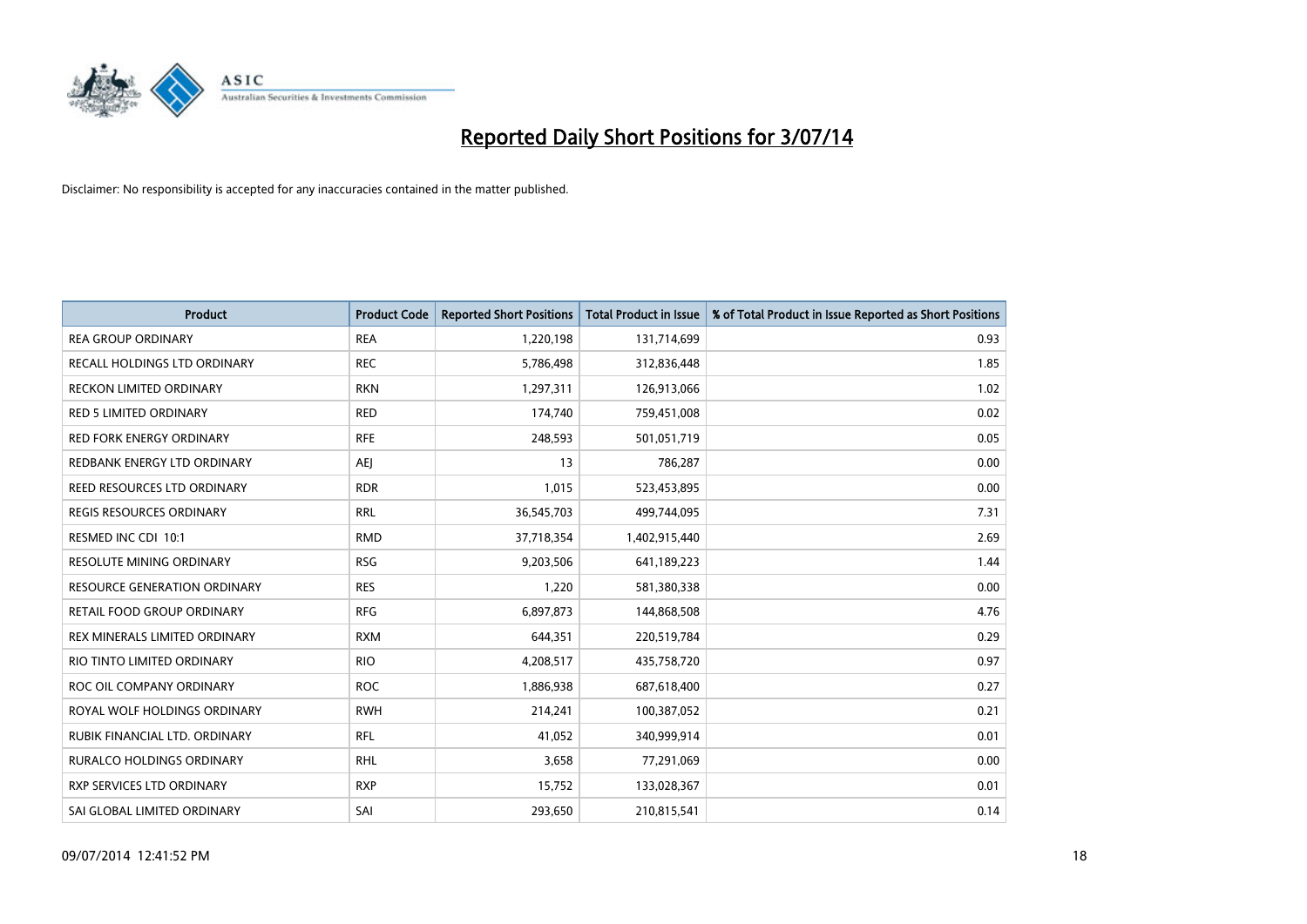# Reported Daily Short Positions for 3/07/14

Disclaimer: No responsibility is accepted for any inaccuracies contained in the matter published.

| Product | Product Code | Reported Short Positions | Total Product in Issue | % of Total Product in Issue Reported as Short Positions |
|---|---|---|---|---|
| REA GROUP ORDINARY | REA | 1,220,198 | 131,714,699 | 0.93 |
| RECALL HOLDINGS LTD ORDINARY | REC | 5,786,498 | 312,836,448 | 1.85 |
| RECKON LIMITED ORDINARY | RKN | 1,297,311 | 126,913,066 | 1.02 |
| RED 5 LIMITED ORDINARY | RED | 174,740 | 759,451,008 | 0.02 |
| RED FORK ENERGY ORDINARY | RFE | 248,593 | 501,051,719 | 0.05 |
| REDBANK ENERGY LTD ORDINARY | AEJ | 13 | 786,287 | 0.00 |
| REED RESOURCES LTD ORDINARY | RDR | 1,015 | 523,453,895 | 0.00 |
| REGIS RESOURCES ORDINARY | RRL | 36,545,703 | 499,744,095 | 7.31 |
| RESMED INC CDI 10:1 | RMD | 37,718,354 | 1,402,915,440 | 2.69 |
| RESOLUTE MINING ORDINARY | RSG | 9,203,506 | 641,189,223 | 1.44 |
| RESOURCE GENERATION ORDINARY | RES | 1,220 | 581,380,338 | 0.00 |
| RETAIL FOOD GROUP ORDINARY | RFG | 6,897,873 | 144,868,508 | 4.76 |
| REX MINERALS LIMITED ORDINARY | RXM | 644,351 | 220,519,784 | 0.29 |
| RIO TINTO LIMITED ORDINARY | RIO | 4,208,517 | 435,758,720 | 0.97 |
| ROC OIL COMPANY ORDINARY | ROC | 1,886,938 | 687,618,400 | 0.27 |
| ROYAL WOLF HOLDINGS ORDINARY | RWH | 214,241 | 100,387,052 | 0.21 |
| RUBIK FINANCIAL LTD. ORDINARY | RFL | 41,052 | 340,999,914 | 0.01 |
| RURALCO HOLDINGS ORDINARY | RHL | 3,658 | 77,291,069 | 0.00 |
| RXP SERVICES LTD ORDINARY | RXP | 15,752 | 133,028,367 | 0.01 |
| SAI GLOBAL LIMITED ORDINARY | SAI | 293,650 | 210,815,541 | 0.14 |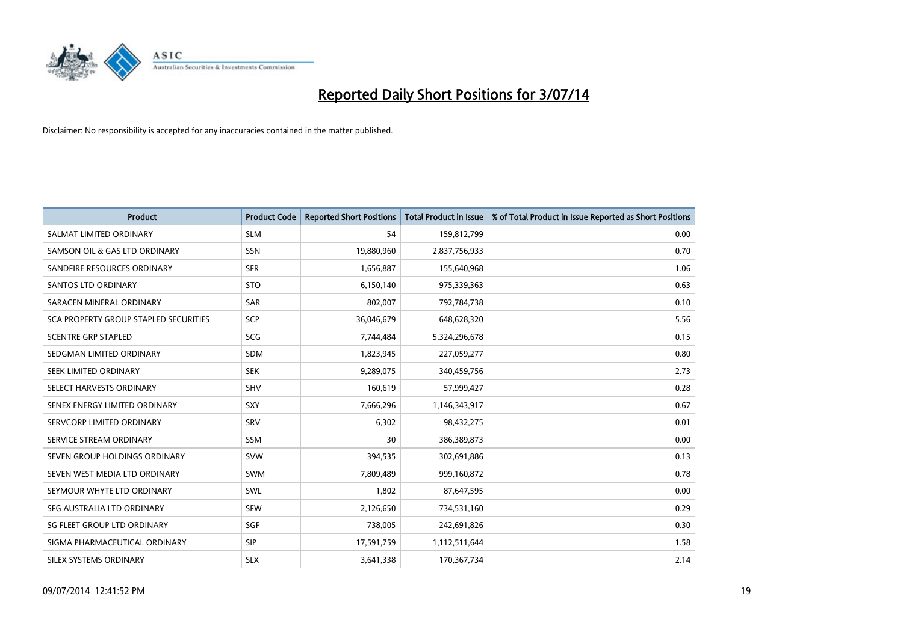# Reported Daily Short Positions for 3/07/14

Disclaimer: No responsibility is accepted for any inaccuracies contained in the matter published.

| Product | Product Code | Reported Short Positions | Total Product in Issue | % of Total Product in Issue Reported as Short Positions |
|---|---|---|---|---|
| SALMAT LIMITED ORDINARY | SLM | 54 | 159,812,799 | 0.00 |
| SAMSON OIL & GAS LTD ORDINARY | SSN | 19,880,960 | 2,837,756,933 | 0.70 |
| SANDFIRE RESOURCES ORDINARY | SFR | 1,656,887 | 155,640,968 | 1.06 |
| SANTOS LTD ORDINARY | STO | 6,150,140 | 975,339,363 | 0.63 |
| SARACEN MINERAL ORDINARY | SAR | 802,007 | 792,784,738 | 0.10 |
| SCA PROPERTY GROUP STAPLED SECURITIES | SCP | 36,046,679 | 648,628,320 | 5.56 |
| SCENTRE GRP STAPLED | SCG | 7,744,484 | 5,324,296,678 | 0.15 |
| SEDGMAN LIMITED ORDINARY | SDM | 1,823,945 | 227,059,277 | 0.80 |
| SEEK LIMITED ORDINARY | SEK | 9,289,075 | 340,459,756 | 2.73 |
| SELECT HARVESTS ORDINARY | SHV | 160,619 | 57,999,427 | 0.28 |
| SENEX ENERGY LIMITED ORDINARY | SXY | 7,666,296 | 1,146,343,917 | 0.67 |
| SERVCORP LIMITED ORDINARY | SRV | 6,302 | 98,432,275 | 0.01 |
| SERVICE STREAM ORDINARY | SSM | 30 | 386,389,873 | 0.00 |
| SEVEN GROUP HOLDINGS ORDINARY | SVW | 394,535 | 302,691,886 | 0.13 |
| SEVEN WEST MEDIA LTD ORDINARY | SWM | 7,809,489 | 999,160,872 | 0.78 |
| SEYMOUR WHYTE LTD ORDINARY | SWL | 1,802 | 87,647,595 | 0.00 |
| SFG AUSTRALIA LTD ORDINARY | SFW | 2,126,650 | 734,531,160 | 0.29 |
| SG FLEET GROUP LTD ORDINARY | SGF | 738,005 | 242,691,826 | 0.30 |
| SIGMA PHARMACEUTICAL ORDINARY | SIP | 17,591,759 | 1,112,511,644 | 1.58 |
| SILEX SYSTEMS ORDINARY | SLX | 3,641,338 | 170,367,734 | 2.14 |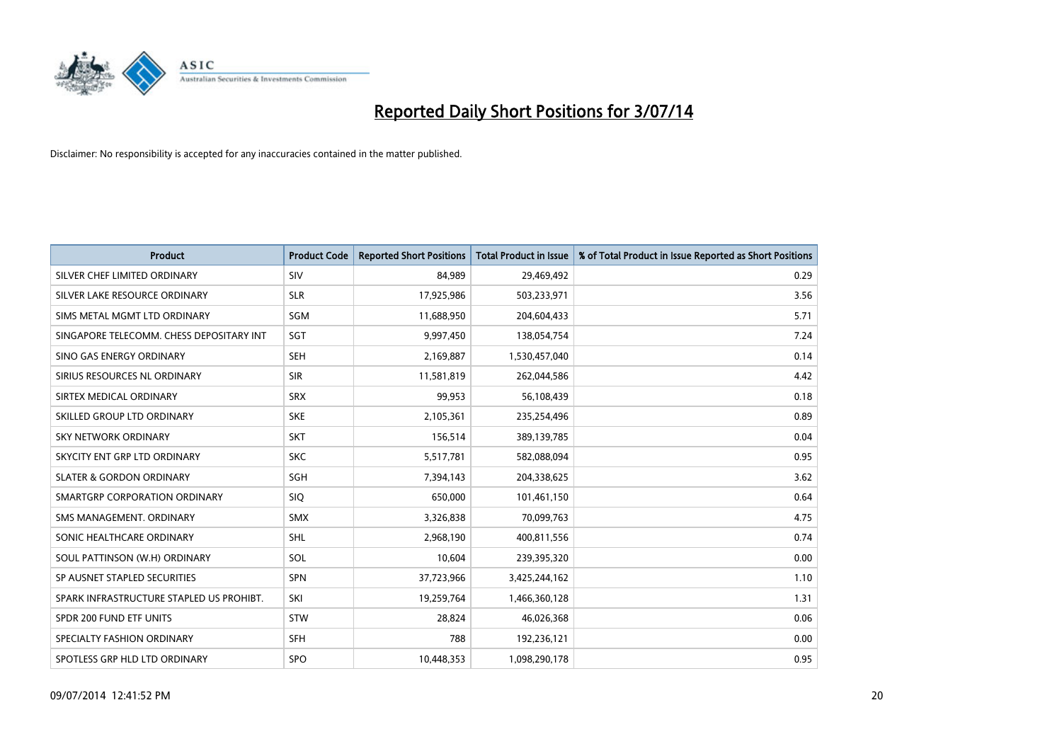# Reported Daily Short Positions for 3/07/14

Disclaimer: No responsibility is accepted for any inaccuracies contained in the matter published.

| Product | Product Code | Reported Short Positions | Total Product in Issue | % of Total Product in Issue Reported as Short Positions |
|---|---|---|---|---|
| SILVER CHEF LIMITED ORDINARY | SIV | 84,989 | 29,469,492 | 0.29 |
| SILVER LAKE RESOURCE ORDINARY | SLR | 17,925,986 | 503,233,971 | 3.56 |
| SIMS METAL MGMT LTD ORDINARY | SGM | 11,688,950 | 204,604,433 | 5.71 |
| SINGAPORE TELECOMM. CHESS DEPOSITARY INT | SGT | 9,997,450 | 138,054,754 | 7.24 |
| SINO GAS ENERGY ORDINARY | SEH | 2,169,887 | 1,530,457,040 | 0.14 |
| SIRIUS RESOURCES NL ORDINARY | SIR | 11,581,819 | 262,044,586 | 4.42 |
| SIRTEX MEDICAL ORDINARY | SRX | 99,953 | 56,108,439 | 0.18 |
| SKILLED GROUP LTD ORDINARY | SKE | 2,105,361 | 235,254,496 | 0.89 |
| SKY NETWORK ORDINARY | SKT | 156,514 | 389,139,785 | 0.04 |
| SKYCITY ENT GRP LTD ORDINARY | SKC | 5,517,781 | 582,088,094 | 0.95 |
| SLATER & GORDON ORDINARY | SGH | 7,394,143 | 204,338,625 | 3.62 |
| SMARTGRP CORPORATION ORDINARY | SIQ | 650,000 | 101,461,150 | 0.64 |
| SMS MANAGEMENT. ORDINARY | SMX | 3,326,838 | 70,099,763 | 4.75 |
| SONIC HEALTHCARE ORDINARY | SHL | 2,968,190 | 400,811,556 | 0.74 |
| SOUL PATTINSON (W.H) ORDINARY | SOL | 10,604 | 239,395,320 | 0.00 |
| SP AUSNET STAPLED SECURITIES | SPN | 37,723,966 | 3,425,244,162 | 1.10 |
| SPARK INFRASTRUCTURE STAPLED US PROHIBT. | SKI | 19,259,764 | 1,466,360,128 | 1.31 |
| SPDR 200 FUND ETF UNITS | STW | 28,824 | 46,026,368 | 0.06 |
| SPECIALTY FASHION ORDINARY | SFH | 788 | 192,236,121 | 0.00 |
| SPOTLESS GRP HLD LTD ORDINARY | SPO | 10,448,353 | 1,098,290,178 | 0.95 |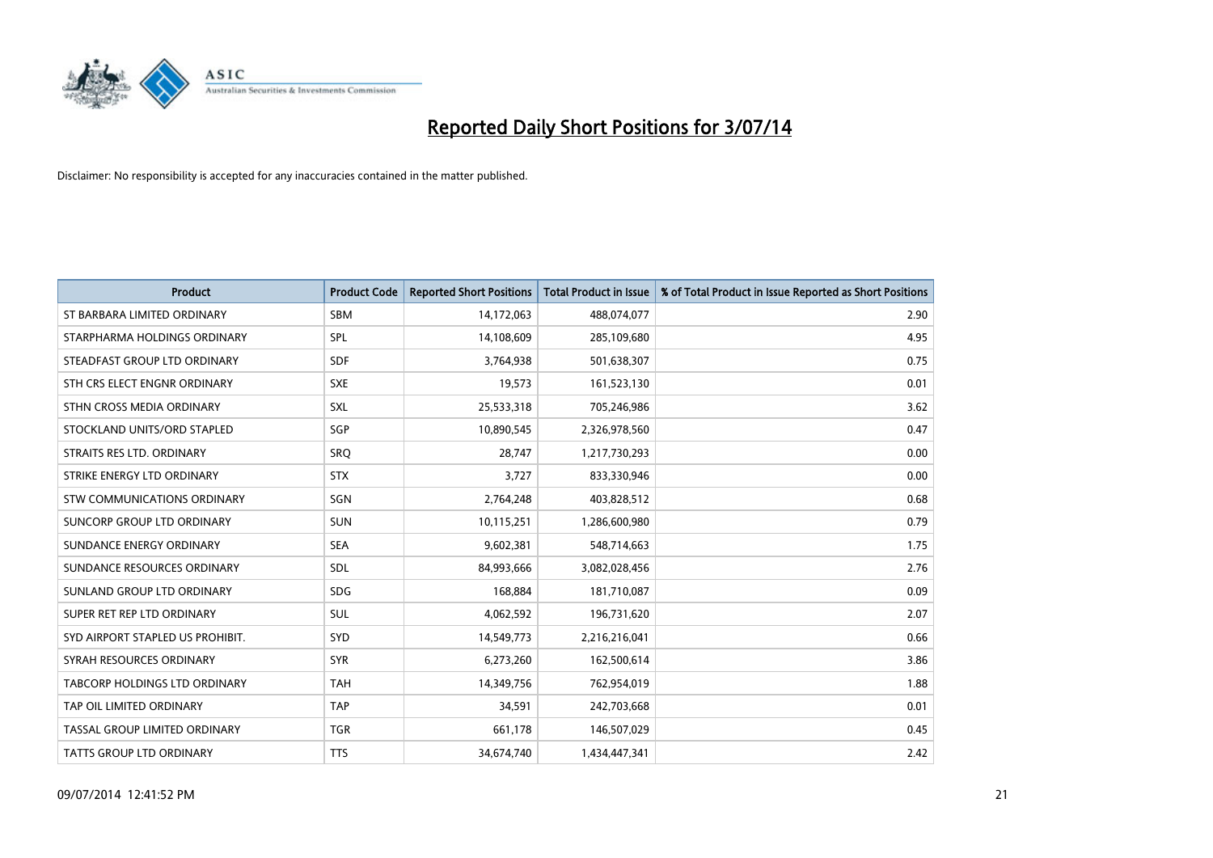# Reported Daily Short Positions for 3/07/14

Disclaimer: No responsibility is accepted for any inaccuracies contained in the matter published.

| Product | Product Code | Reported Short Positions | Total Product in Issue | % of Total Product in Issue Reported as Short Positions |
|---|---|---|---|---|
| ST BARBARA LIMITED ORDINARY | SBM | 14,172,063 | 488,074,077 | 2.90 |
| STARPHARMA HOLDINGS ORDINARY | SPL | 14,108,609 | 285,109,680 | 4.95 |
| STEADFAST GROUP LTD ORDINARY | SDF | 3,764,938 | 501,638,307 | 0.75 |
| STH CRS ELECT ENGNR ORDINARY | SXE | 19,573 | 161,523,130 | 0.01 |
| STHN CROSS MEDIA ORDINARY | SXL | 25,533,318 | 705,246,986 | 3.62 |
| STOCKLAND UNITS/ORD STAPLED | SGP | 10,890,545 | 2,326,978,560 | 0.47 |
| STRAITS RES LTD. ORDINARY | SRQ | 28,747 | 1,217,730,293 | 0.00 |
| STRIKE ENERGY LTD ORDINARY | STX | 3,727 | 833,330,946 | 0.00 |
| STW COMMUNICATIONS ORDINARY | SGN | 2,764,248 | 403,828,512 | 0.68 |
| SUNCORP GROUP LTD ORDINARY | SUN | 10,115,251 | 1,286,600,980 | 0.79 |
| SUNDANCE ENERGY ORDINARY | SEA | 9,602,381 | 548,714,663 | 1.75 |
| SUNDANCE RESOURCES ORDINARY | SDL | 84,993,666 | 3,082,028,456 | 2.76 |
| SUNLAND GROUP LTD ORDINARY | SDG | 168,884 | 181,710,087 | 0.09 |
| SUPER RET REP LTD ORDINARY | SUL | 4,062,592 | 196,731,620 | 2.07 |
| SYD AIRPORT STAPLED US PROHIBIT. | SYD | 14,549,773 | 2,216,216,041 | 0.66 |
| SYRAH RESOURCES ORDINARY | SYR | 6,273,260 | 162,500,614 | 3.86 |
| TABCORP HOLDINGS LTD ORDINARY | TAH | 14,349,756 | 762,954,019 | 1.88 |
| TAP OIL LIMITED ORDINARY | TAP | 34,591 | 242,703,668 | 0.01 |
| TASSAL GROUP LIMITED ORDINARY | TGR | 661,178 | 146,507,029 | 0.45 |
| TATTS GROUP LTD ORDINARY | TTS | 34,674,740 | 1,434,447,341 | 2.42 |

09/07/2014 12:41:52 PM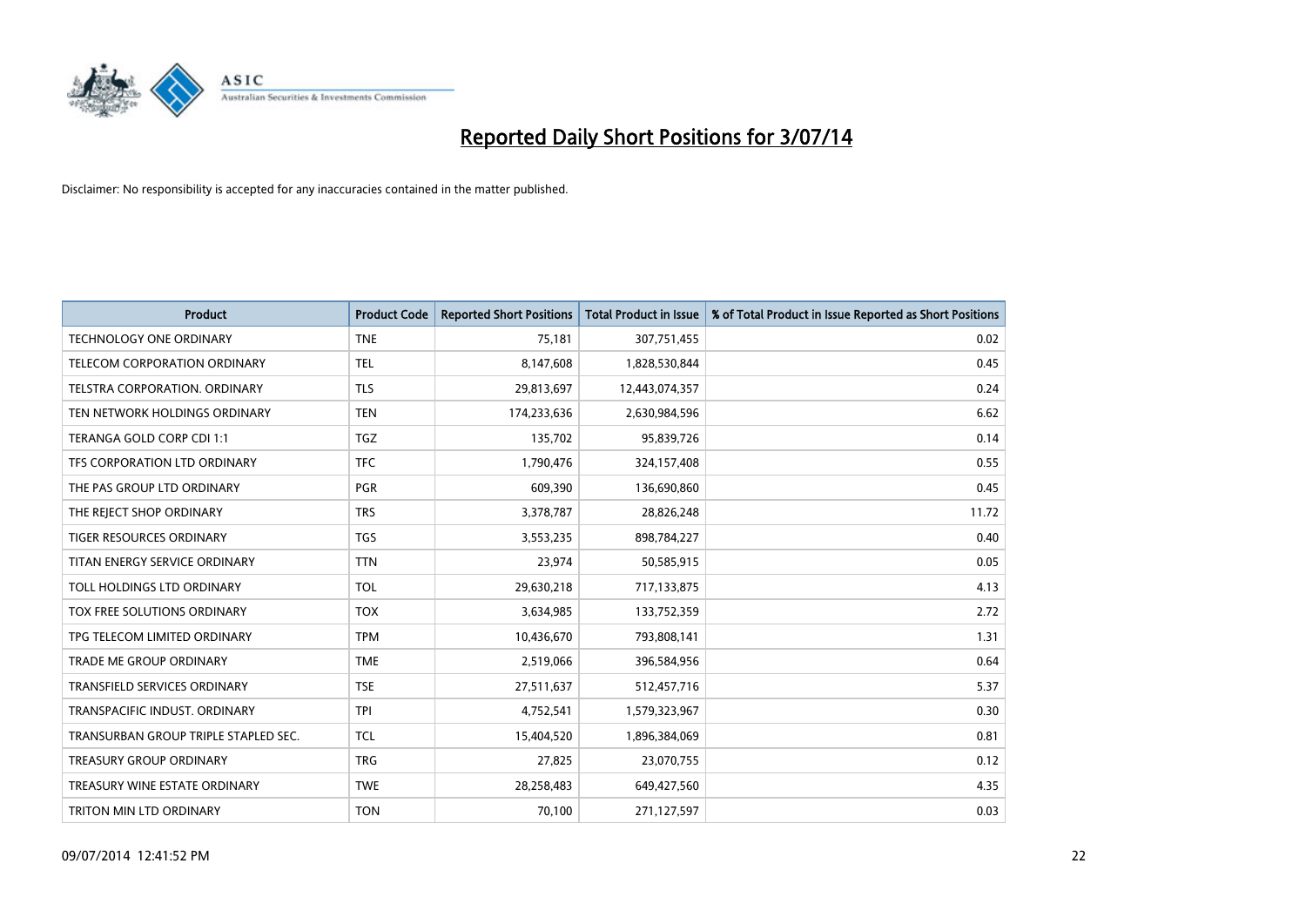# Reported Daily Short Positions for 3/07/14

Disclaimer: No responsibility is accepted for any inaccuracies contained in the matter published.

| Product | Product Code | Reported Short Positions | Total Product in Issue | % of Total Product in Issue Reported as Short Positions |
|---|---|---|---|---|
| TECHNOLOGY ONE ORDINARY | TNE | 75,181 | 307,751,455 | 0.02 |
| TELECOM CORPORATION ORDINARY | TEL | 8,147,608 | 1,828,530,844 | 0.45 |
| TELSTRA CORPORATION. ORDINARY | TLS | 29,813,697 | 12,443,074,357 | 0.24 |
| TEN NETWORK HOLDINGS ORDINARY | TEN | 174,233,636 | 2,630,984,596 | 6.62 |
| TERANGA GOLD CORP CDI 1:1 | TGZ | 135,702 | 95,839,726 | 0.14 |
| TFS CORPORATION LTD ORDINARY | TFC | 1,790,476 | 324,157,408 | 0.55 |
| THE PAS GROUP LTD ORDINARY | PGR | 609,390 | 136,690,860 | 0.45 |
| THE REJECT SHOP ORDINARY | TRS | 3,378,787 | 28,826,248 | 11.72 |
| TIGER RESOURCES ORDINARY | TGS | 3,553,235 | 898,784,227 | 0.40 |
| TITAN ENERGY SERVICE ORDINARY | TTN | 23,974 | 50,585,915 | 0.05 |
| TOLL HOLDINGS LTD ORDINARY | TOL | 29,630,218 | 717,133,875 | 4.13 |
| TOX FREE SOLUTIONS ORDINARY | TOX | 3,634,985 | 133,752,359 | 2.72 |
| TPG TELECOM LIMITED ORDINARY | TPM | 10,436,670 | 793,808,141 | 1.31 |
| TRADE ME GROUP ORDINARY | TME | 2,519,066 | 396,584,956 | 0.64 |
| TRANSFIELD SERVICES ORDINARY | TSE | 27,511,637 | 512,457,716 | 5.37 |
| TRANSPACIFIC INDUST. ORDINARY | TPI | 4,752,541 | 1,579,323,967 | 0.30 |
| TRANSURBAN GROUP TRIPLE STAPLED SEC. | TCL | 15,404,520 | 1,896,384,069 | 0.81 |
| TREASURY GROUP ORDINARY | TRG | 27,825 | 23,070,755 | 0.12 |
| TREASURY WINE ESTATE ORDINARY | TWE | 28,258,483 | 649,427,560 | 4.35 |
| TRITON MIN LTD ORDINARY | TON | 70,100 | 271,127,597 | 0.03 |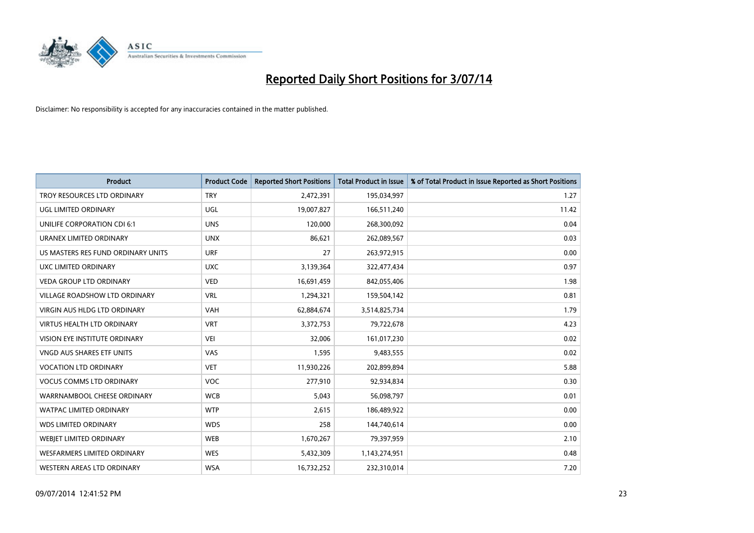# Reported Daily Short Positions for 3/07/14

Disclaimer: No responsibility is accepted for any inaccuracies contained in the matter published.

| Product | Product Code | Reported Short Positions | Total Product in Issue | % of Total Product in Issue Reported as Short Positions |
|---|---|---|---|---|
| TROY RESOURCES LTD ORDINARY | TRY | 2,472,391 | 195,034,997 | 1.27 |
| UGL LIMITED ORDINARY | UGL | 19,007,827 | 166,511,240 | 11.42 |
| UNILIFE CORPORATION CDI 6:1 | UNS | 120,000 | 268,300,092 | 0.04 |
| URANEX LIMITED ORDINARY | UNX | 86,621 | 262,089,567 | 0.03 |
| US MASTERS RES FUND ORDINARY UNITS | URF | 27 | 263,972,915 | 0.00 |
| UXC LIMITED ORDINARY | UXC | 3,139,364 | 322,477,434 | 0.97 |
| VEDA GROUP LTD ORDINARY | VED | 16,691,459 | 842,055,406 | 1.98 |
| VILLAGE ROADSHOW LTD ORDINARY | VRL | 1,294,321 | 159,504,142 | 0.81 |
| VIRGIN AUS HLDG LTD ORDINARY | VAH | 62,884,674 | 3,514,825,734 | 1.79 |
| VIRTUS HEALTH LTD ORDINARY | VRT | 3,372,753 | 79,722,678 | 4.23 |
| VISION EYE INSTITUTE ORDINARY | VEI | 32,006 | 161,017,230 | 0.02 |
| VNGD AUS SHARES ETF UNITS | VAS | 1,595 | 9,483,555 | 0.02 |
| VOCATION LTD ORDINARY | VET | 11,930,226 | 202,899,894 | 5.88 |
| VOCUS COMMS LTD ORDINARY | VOC | 277,910 | 92,934,834 | 0.30 |
| WARRNAMBOOL CHEESE ORDINARY | WCB | 5,043 | 56,098,797 | 0.01 |
| WATPAC LIMITED ORDINARY | WTP | 2,615 | 186,489,922 | 0.00 |
| WDS LIMITED ORDINARY | WDS | 258 | 144,740,614 | 0.00 |
| WEBJET LIMITED ORDINARY | WEB | 1,670,267 | 79,397,959 | 2.10 |
| WESFARMERS LIMITED ORDINARY | WES | 5,432,309 | 1,143,274,951 | 0.48 |
| WESTERN AREAS LTD ORDINARY | WSA | 16,732,252 | 232,310,014 | 7.20 |

09/07/2014 12:41:52 PM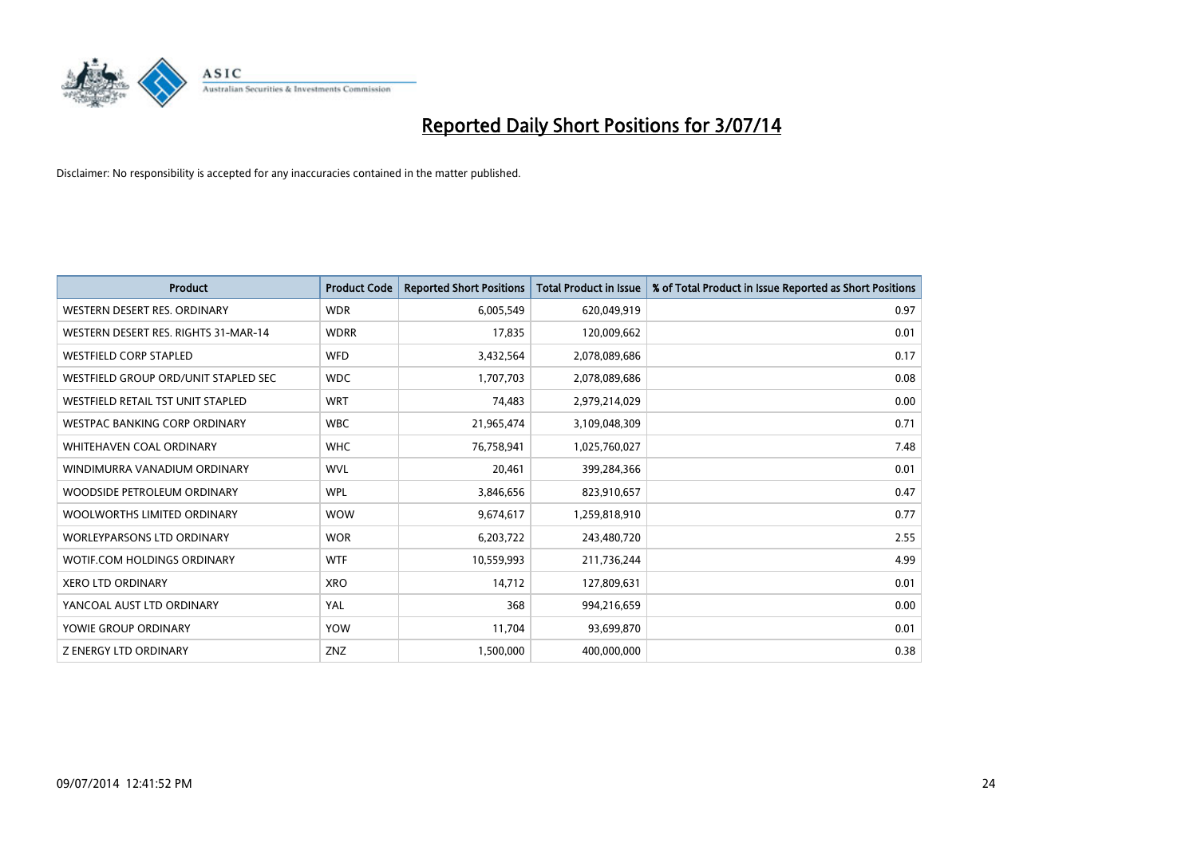# Reported Daily Short Positions for 3/07/14

Disclaimer: No responsibility is accepted for any inaccuracies contained in the matter published.

| Product | Product Code | Reported Short Positions | Total Product in Issue | % of Total Product in Issue Reported as Short Positions |
|---|---|---|---|---|
| WESTERN DESERT RES. ORDINARY | WDR | 6,005,549 | 620,049,919 | 0.97 |
| WESTERN DESERT RES. RIGHTS 31-MAR-14 | WDRR | 17,835 | 120,009,662 | 0.01 |
| WESTFIELD CORP STAPLED | WFD | 3,432,564 | 2,078,089,686 | 0.17 |
| WESTFIELD GROUP ORD/UNIT STAPLED SEC | WDC | 1,707,703 | 2,078,089,686 | 0.08 |
| WESTFIELD RETAIL TST UNIT STAPLED | WRT | 74,483 | 2,979,214,029 | 0.00 |
| WESTPAC BANKING CORP ORDINARY | WBC | 21,965,474 | 3,109,048,309 | 0.71 |
| WHITEHAVEN COAL ORDINARY | WHC | 76,758,941 | 1,025,760,027 | 7.48 |
| WINDIMURRA VANADIUM ORDINARY | WVL | 20,461 | 399,284,366 | 0.01 |
| WOODSIDE PETROLEUM ORDINARY | WPL | 3,846,656 | 823,910,657 | 0.47 |
| WOOLWORTHS LIMITED ORDINARY | WOW | 9,674,617 | 1,259,818,910 | 0.77 |
| WORLEYPARSONS LTD ORDINARY | WOR | 6,203,722 | 243,480,720 | 2.55 |
| WOTIF.COM HOLDINGS ORDINARY | WTF | 10,559,993 | 211,736,244 | 4.99 |
| XERO LTD ORDINARY | XRO | 14,712 | 127,809,631 | 0.01 |
| YANCOAL AUST LTD ORDINARY | YAL | 368 | 994,216,659 | 0.00 |
| YOWIE GROUP ORDINARY | YOW | 11,704 | 93,699,870 | 0.01 |
| Z ENERGY LTD ORDINARY | ZNZ | 1,500,000 | 400,000,000 | 0.38 |

09/07/2014 12:41:52 PM